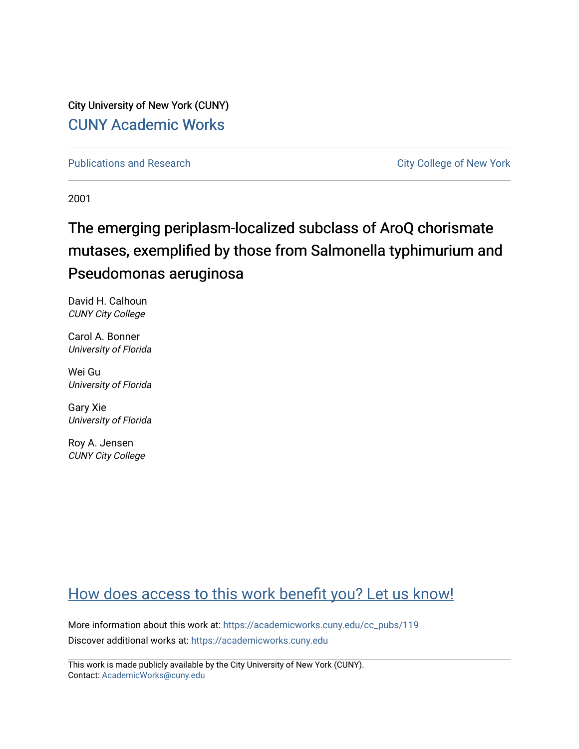City University of New York (CUNY)

CUNY Academic Works

Publications and Research

City College of New York

2001

# The emerging periplasm-localized subclass of AroQ chorismate mutases, exemplified by those from Salmonella typhimurium and Pseudomonas aeruginosa

David H. Calhoun
*CUNY City College*

Carol A. Bonner
*University of Florida*

Wei Gu
*University of Florida*

Gary Xie
*University of Florida*

Roy A. Jensen
*CUNY City College*

How does access to this work benefit you? Let us know!

More information about this work at: https://academicworks.cuny.edu/cc_pubs/119

Discover additional works at: https://academicworks.cuny.edu

This work is made publicly available by the City University of New York (CUNY).
Contact: AcademicWorks@cuny.edu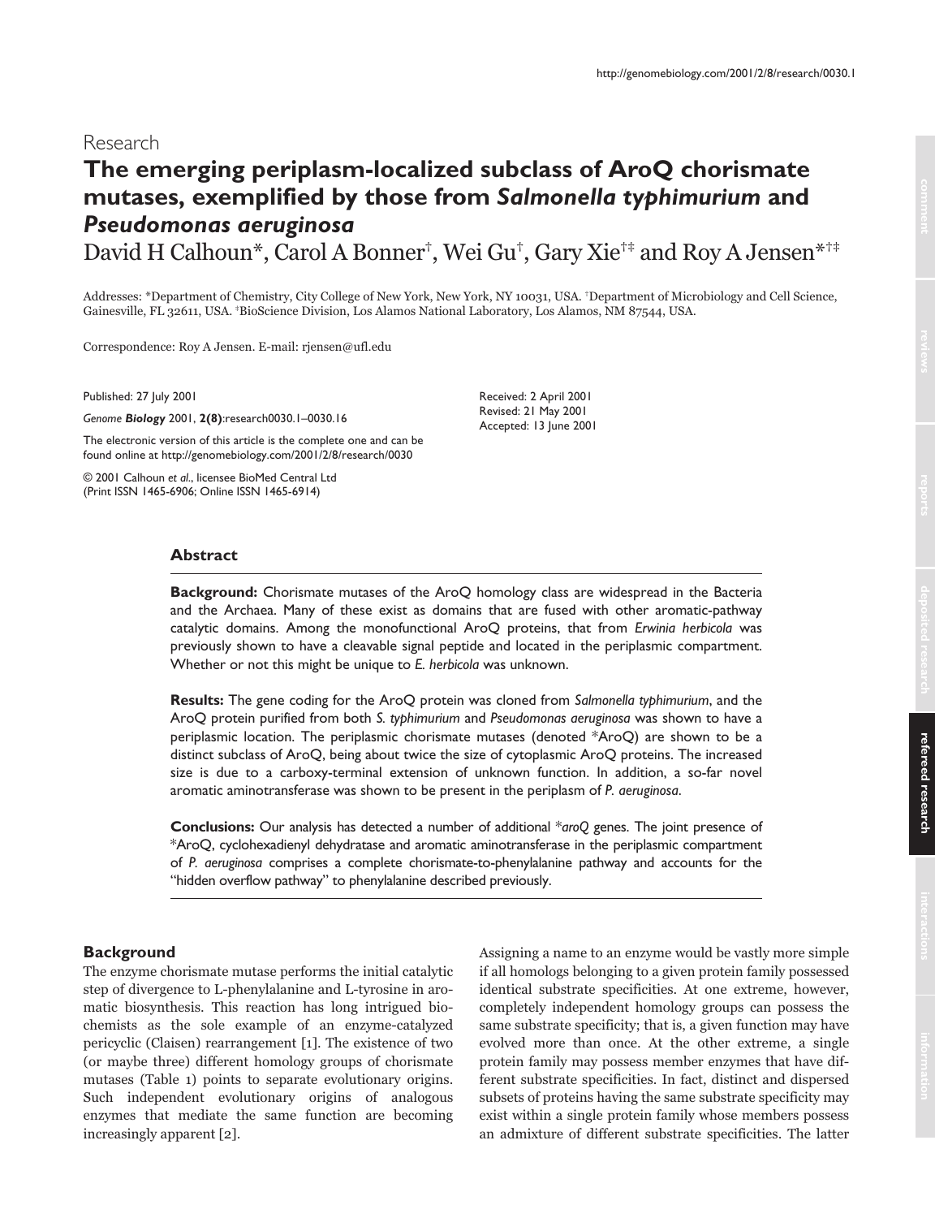Research

# The emerging periplasm-localized subclass of AroQ chorismate mutases, exemplified by those from *Salmonella typhimurium* and *Pseudomonas aeruginosa*

David H Calhoun*, Carol A Bonner†, Wei Gu†, Gary Xie†‡ and Roy A Jensen*†‡

Addresses: *Department of Chemistry, City College of New York, New York, NY 10031, USA. †Department of Microbiology and Cell Science, Gainesville, FL 32611, USA. ‡BioScience Division, Los Alamos National Laboratory, Los Alamos, NM 87544, USA.

Correspondence: Roy A Jensen. E-mail: rjensen@ufl.edu

Published: 27 July 2001

*Genome **Biology*** 2001, **2(8)**:research0030.1–0030.16

The electronic version of this article is the complete one and can be found online at http://genomebiology.com/2001/2/8/research/0030

© 2001 Calhoun *et al*., licensee BioMed Central Ltd
(Print ISSN 1465-6906; Online ISSN 1465-6914)

Received: 2 April 2001
Revised: 21 May 2001
Accepted: 13 June 2001

## Abstract

**Background:** Chorismate mutases of the AroQ homology class are widespread in the Bacteria and the Archaea. Many of these exist as domains that are fused with other aromatic-pathway catalytic domains. Among the monofunctional AroQ proteins, that from *Erwinia herbicola* was previously shown to have a cleavable signal peptide and located in the periplasmic compartment. Whether or not this might be unique to *E. herbicola* was unknown.

**Results:** The gene coding for the AroQ protein was cloned from *Salmonella typhimurium*, and the AroQ protein purified from both *S. typhimurium* and *Pseudomonas aeruginosa* was shown to have a periplasmic location. The periplasmic chorismate mutases (denoted *AroQ) are shown to be a distinct subclass of AroQ, being about twice the size of cytoplasmic AroQ proteins. The increased size is due to a carboxy-terminal extension of unknown function. In addition, a so-far novel aromatic aminotransferase was shown to be present in the periplasm of *P. aeruginosa*.

**Conclusions:** Our analysis has detected a number of additional **aroQ* genes. The joint presence of *AroQ, cyclohexadienyl dehydratase and aromatic aminotransferase in the periplasmic compartment of *P. aeruginosa* comprises a complete chorismate-to-phenylalanine pathway and accounts for the "hidden overflow pathway" to phenylalanine described previously.

## Background

The enzyme chorismate mutase performs the initial catalytic step of divergence to L-phenylalanine and L-tyrosine in aromatic biosynthesis. This reaction has long intrigued biochemists as the sole example of an enzyme-catalyzed pericyclic (Claisen) rearrangement [1]. The existence of two (or maybe three) different homology groups of chorismate mutases (Table 1) points to separate evolutionary origins. Such independent evolutionary origins of analogous enzymes that mediate the same function are becoming increasingly apparent [2].

Assigning a name to an enzyme would be vastly more simple if all homologs belonging to a given protein family possessed identical substrate specificities. At one extreme, however, completely independent homology groups can possess the same substrate specificity; that is, a given function may have evolved more than once. At the other extreme, a single protein family may possess member enzymes that have different substrate specificities. In fact, distinct and dispersed subsets of proteins having the same substrate specificity may exist within a single protein family whose members possess an admixture of different substrate specificities. The latter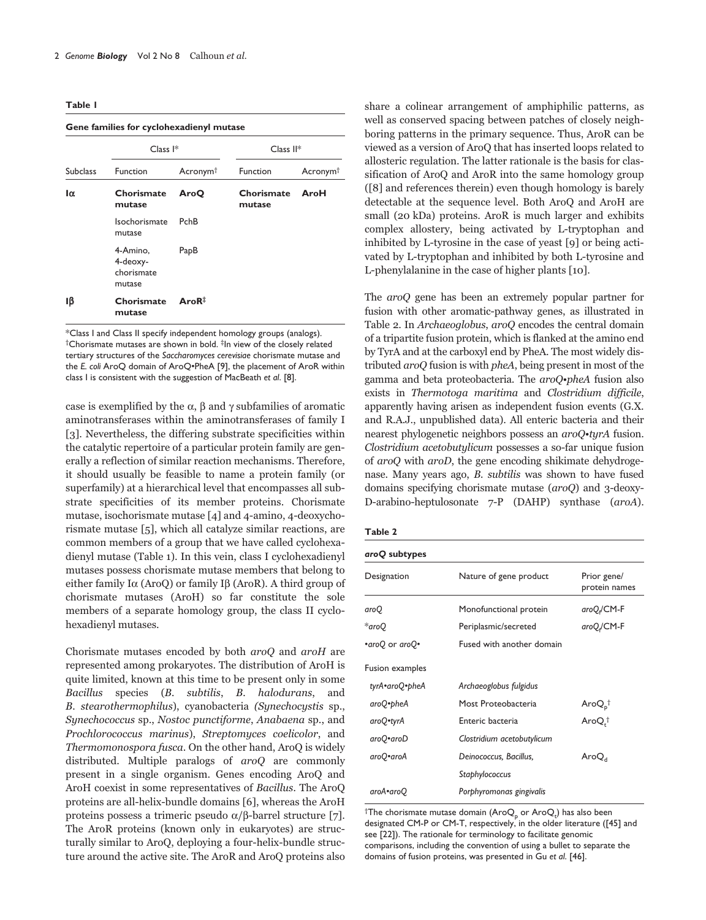**Table 1**

**Gene families for cyclohexadienyl mutase**

| | Class I* | | Class II* | |
|---|---|---|---|---|
| Subclass | Function | Acronym† | Function | Acronym† |
| **Iα** | **Chorismate mutase** | **AroQ** | **Chorismate mutase** | **AroH** |
| | Isochorismate mutase | PchB | | |
| | 4-Amino, 4-deoxy-chorismate mutase | PapB | | |
| **Iβ** | **Chorismate mutase** | **AroR**‡ | | |

*Class I and Class II specify independent homology groups (analogs). †Chorismate mutases are shown in bold. ‡In view of the closely related tertiary structures of the *Saccharomyces cerevisiae* chorismate mutase and the *E. coli* AroQ domain of AroQ•PheA [9], the placement of AroR within class I is consistent with the suggestion of MacBeath *et al.* [8].

case is exemplified by the α, β and γ subfamilies of aromatic aminotransferases within the aminotransferases of family I [3]. Nevertheless, the differing substrate specificities within the catalytic repertoire of a particular protein family are generally a reflection of similar reaction mechanisms. Therefore, it should usually be feasible to name a protein family (or superfamily) at a hierarchical level that encompasses all substrate specificities of its member proteins. Chorismate mutase, isochorismate mutase [4] and 4-amino, 4-deoxychorismate mutase [5], which all catalyze similar reactions, are common members of a group that we have called cyclohexadienyl mutase (Table 1). In this vein, class I cyclohexadienyl mutases possess chorismate mutase members that belong to either family Iα (AroQ) or family Iβ (AroR). A third group of chorismate mutases (AroH) so far constitute the sole members of a separate homology group, the class II cyclohexadienyl mutases.

Chorismate mutases encoded by both *aroQ* and *aroH* are represented among prokaryotes. The distribution of AroH is quite limited, known at this time to be present only in some *Bacillus* species (*B. subtilis*, *B. halodurans*, and *B. stearothermophilus*), cyanobacteria (*Synechocystis* sp., *Synechococcus* sp., *Nostoc punctiforme*, *Anabaena* sp., and *Prochlorococcus marinus*), *Streptomyces coelicolor*, and *Thermomonospora fusca*. On the other hand, AroQ is widely distributed. Multiple paralogs of *aroQ* are commonly present in a single organism. Genes encoding AroQ and AroH coexist in some representatives of *Bacillus*. The AroQ proteins are all-helix-bundle domains [6], whereas the AroH proteins possess a trimeric pseudo α/β-barrel structure [7]. The AroR proteins (known only in eukaryotes) are structurally similar to AroQ, deploying a four-helix-bundle structure around the active site. The AroR and AroQ proteins also share a colinear arrangement of amphiphilic patterns, as well as conserved spacing between patches of closely neighboring patterns in the primary sequence. Thus, AroR can be viewed as a version of AroQ that has inserted loops related to allosteric regulation. The latter rationale is the basis for classification of AroQ and AroR into the same homology group ([8] and references therein) even though homology is barely detectable at the sequence level. Both AroQ and AroH are small (20 kDa) proteins. AroR is much larger and exhibits complex allostery, being activated by L-tryptophan and inhibited by L-tyrosine in the case of yeast [9] or being activated by L-tryptophan and inhibited by both L-tyrosine and L-phenylalanine in the case of higher plants [10].

The *aroQ* gene has been an extremely popular partner for fusion with other aromatic-pathway genes, as illustrated in Table 2. In *Archaeoglobus*, *aroQ* encodes the central domain of a tripartite fusion protein, which is flanked at the amino end by TyrA and at the carboxyl end by PheA. The most widely distributed *aroQ* fusion is with *pheA*, being present in most of the gamma and beta proteobacteria. The *aroQ•pheA* fusion also exists in *Thermotoga maritima* and *Clostridium difficile*, apparently having arisen as independent fusion events (G.X. and R.A.J., unpublished data). All enteric bacteria and their nearest phylogenetic neighbors possess an *aroQ•tyrA* fusion. *Clostridium acetobutylicum* possesses a so-far unique fusion of *aroQ* with *aroD*, the gene encoding shikimate dehydrogenase. Many years ago, *B. subtilis* was shown to have fused domains specifying chorismate mutase (*aroQ*) and 3-deoxy-D-arabino-heptulosonate 7-P (DAHP) synthase (*aroA*).

**Table 2**

***aroQ* subtypes**

| Designation | Nature of gene product | Prior gene/ protein names |
|---|---|---|
| *aroQ* | Monofunctional protein | $aroQ_f$/CM-F |
| \**aroQ* | Periplasmic/secreted | $aroQ_f$/CM-F |
| •*aroQ* or *aroQ*• | Fused with another domain | |
| Fusion examples | | |
| *tyrA•aroQ•pheA* | *Archaeoglobus fulgidus* | |
| *aroQ•pheA* | Most Proteobacteria | $AroQ_p$† |
| *aroQ•tyrA* | Enteric bacteria | $AroQ_t$† |
| *aroQ•aroD* | *Clostridium acetobutylicum* | |
| *aroQ•aroA* | *Deinococcus, Bacillus, Staphylococcus* | $AroQ_d$ |
| *aroA•aroQ* | *Porphyromonas gingivalis* | |

†The chorismate mutase domain ($AroQ_p$ or $AroQ_t$) has also been designated CM-P or CM-T, respectively, in the older literature ([45] and see [22]). The rationale for terminology to facilitate genomic comparisons, including the convention of using a bullet to separate the domains of fusion proteins, was presented in Gu *et al.* [46].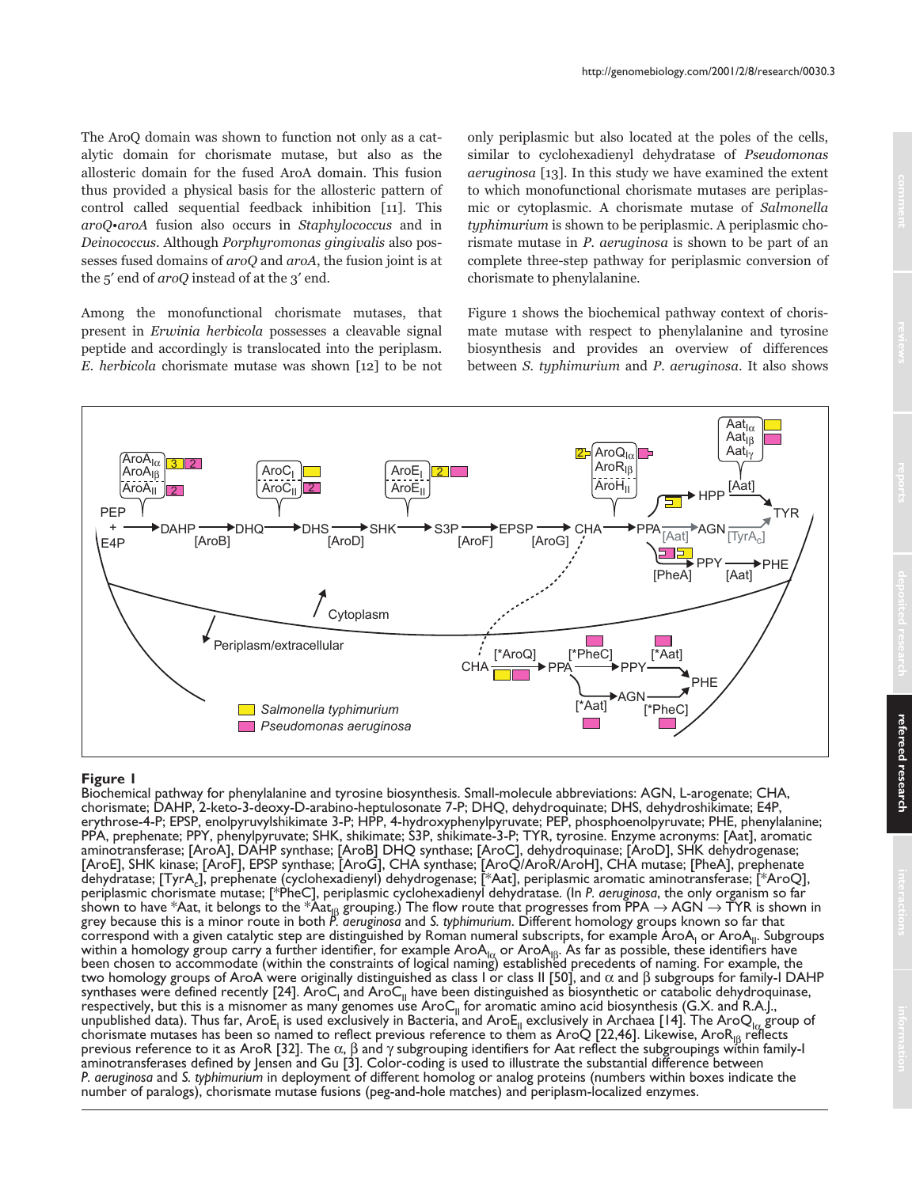The AroQ domain was shown to function not only as a catalytic domain for chorismate mutase, but also as the allosteric domain for the fused AroA domain. This fusion thus provided a physical basis for the allosteric pattern of control called sequential feedback inhibition [11]. This *aroQ•aroA* fusion also occurs in *Staphylococcus* and in *Deinococcus*. Although *Porphyromonas gingivalis* also possesses fused domains of *aroQ* and *aroA*, the fusion joint is at the 5′ end of *aroQ* instead of at the 3′ end.

Among the monofunctional chorismate mutases, that present in *Erwinia herbicola* possesses a cleavable signal peptide and accordingly is translocated into the periplasm. *E. herbicola* chorismate mutase was shown [12] to be not only periplasmic but also located at the poles of the cells, similar to cyclohexadienyl dehydratase of *Pseudomonas aeruginosa* [13]. In this study we have examined the extent to which monofunctional chorismate mutases are periplasmic or cytoplasmic. A chorismate mutase of *Salmonella typhimurium* is shown to be periplasmic. A periplasmic chorismate mutase in *P. aeruginosa* is shown to be part of an complete three-step pathway for periplasmic conversion of chorismate to phenylalanine.

Figure 1 shows the biochemical pathway context of chorismate mutase with respect to phenylalanine and tyrosine biosynthesis and provides an overview of differences between *S. typhimurium* and *P. aeruginosa*. It also shows

**Figure 1**
Biochemical pathway for phenylalanine and tyrosine biosynthesis. Small-molecule abbreviations: AGN, L-arogenate; CHA, chorismate; DAHP, 2-keto-3-deoxy-D-arabino-heptulosonate 7-P; DHQ, dehydroquinate; DHS, dehydroshikimate; E4P, erythrose-4-P; EPSP, enolpyruvylshikimate 3-P; HPP, 4-hydroxyphenylpyruvate; PEP, phosphoenolpyruvate; PHE, phenylalanine; PPA, prephenate; PPY, phenylpyruvate; SHK, shikimate; S3P, shikimate-3-P; TYR, tyrosine. Enzyme acronyms: [Aat], aromatic aminotransferase; [AroA], DAHP synthase; [AroB] DHQ synthase; [AroC], dehydroquinase; [AroD], SHK dehydrogenase; [AroE], SHK kinase; [AroF], EPSP synthase; [AroG], CHA synthase; [AroQ/AroR/AroH], CHA mutase; [PheA], prephenate dehydratase; [$TyrA_c$], prephenate (cyclohexadienyl) dehydrogenase; [*Aat], periplasmic aromatic aminotransferase; [*AroQ], periplasmic chorismate mutase; [*PheC], periplasmic cyclohexadienyl dehydratase. (In *P. aeruginosa*, the only organism so far shown to have *Aat, it belongs to the $*Aat_{I\beta}$ grouping.) The flow route that progresses from PPA → AGN → TYR is shown in grey because this is a minor route in both *P. aeruginosa* and *S. typhimurium*. Different homology groups known so far that correspond with a given catalytic step are distinguished by Roman numeral subscripts, for example $AroA_I$ or $AroA_{II}$. Subgroups within a homology group carry a further identifier, for example $AroA_{I\alpha}$ or $AroA_{I\beta}$. As far as possible, these identifiers have been chosen to accommodate (within the constraints of logical naming) established precedents of naming. For example, the two homology groups of AroA were originally distinguished as class I or class II [50], and α and β subgroups for family-I DAHP synthases were defined recently [24]. $AroC_I$ and $AroC_{II}$ have been distinguished as biosynthetic or catabolic dehydroquinase, respectively, but this is a misnomer as many genomes use $AroC_{II}$ for aromatic amino acid biosynthesis (G.X. and R.A.J., unpublished data). Thus far, $AroE_I$ is used exclusively in Bacteria, and $AroE_{II}$ exclusively in Archaea [14]. The $AroQ_{I\alpha}$ group of chorismate mutases has been so named to reflect previous reference to them as AroQ [22,46]. Likewise, $AroR_{I\beta}$ reflects previous reference to it as AroR [32]. The α, β and γ subgrouping identifiers for Aat reflect the subgroupings within family-I aminotransferases defined by Jensen and Gu [3]. Color-coding is used to illustrate the substantial difference between *P. aeruginosa* and *S. typhimurium* in deployment of different homolog or analog proteins (numbers within boxes indicate the number of paralogs), chorismate mutase fusions (peg-and-hole matches) and periplasm-localized enzymes.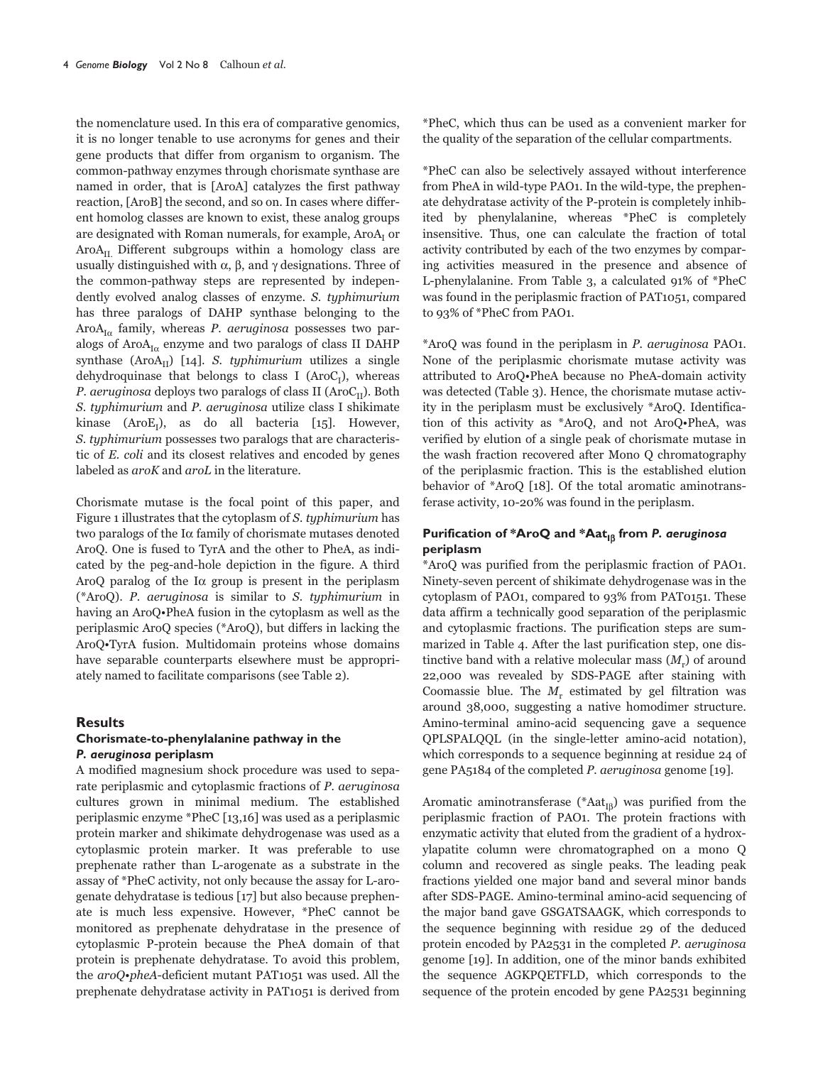the nomenclature used. In this era of comparative genomics, it is no longer tenable to use acronyms for genes and their gene products that differ from organism to organism. The common-pathway enzymes through chorismate synthase are named in order, that is [AroA] catalyzes the first pathway reaction, [AroB] the second, and so on. In cases where different homolog classes are known to exist, these analog groups are designated with Roman numerals, for example, $AroA_I$ or $AroA_{II}$. Different subgroups within a homology class are usually distinguished with α, β, and γ designations. Three of the common-pathway steps are represented by independently evolved analog classes of enzyme. *S. typhimurium* has three paralogs of DAHP synthase belonging to the $AroA_{I\alpha}$ family, whereas *P. aeruginosa* possesses two paralogs of $AroA_{I\alpha}$ enzyme and two paralogs of class II DAHP synthase ($AroA_{II}$) [14]. *S. typhimurium* utilizes a single dehydroquinase that belongs to class I ($AroC_I$), whereas *P. aeruginosa* deploys two paralogs of class II ($AroC_{II}$). Both *S. typhimurium* and *P. aeruginosa* utilize class I shikimate kinase ($AroE_I$), as do all bacteria [15]. However, *S. typhimurium* possesses two paralogs that are characteristic of *E. coli* and its closest relatives and encoded by genes labeled as *aroK* and *aroL* in the literature.

Chorismate mutase is the focal point of this paper, and Figure 1 illustrates that the cytoplasm of *S. typhimurium* has two paralogs of the Iα family of chorismate mutases denoted AroQ. One is fused to TyrA and the other to PheA, as indicated by the peg-and-hole depiction in the figure. A third AroQ paralog of the Iα group is present in the periplasm (*AroQ). *P. aeruginosa* is similar to *S. typhimurium* in having an AroQ•PheA fusion in the cytoplasm as well as the periplasmic AroQ species (*AroQ), but differs in lacking the AroQ•TyrA fusion. Multidomain proteins whose domains have separable counterparts elsewhere must be appropriately named to facilitate comparisons (see Table 2).

## Results

### Chorismate-to-phenylalanine pathway in the *P. aeruginosa* periplasm

A modified magnesium shock procedure was used to separate periplasmic and cytoplasmic fractions of *P. aeruginosa* cultures grown in minimal medium. The established periplasmic enzyme *PheC [13,16] was used as a periplasmic protein marker and shikimate dehydrogenase was used as a cytoplasmic protein marker. It was preferable to use prephenate rather than L-arogenate as a substrate in the assay of *PheC activity, not only because the assay for L-arogenate dehydratase is tedious [17] but also because prephenate is much less expensive. However, *PheC cannot be monitored as prephenate dehydratase in the presence of cytoplasmic P-protein because the PheA domain of that protein is prephenate dehydratase. To avoid this problem, the *aroQ•pheA*-deficient mutant PAT1051 was used. All the prephenate dehydratase activity in PAT1051 is derived from *PheC, which thus can be used as a convenient marker for the quality of the separation of the cellular compartments.

*PheC can also be selectively assayed without interference from PheA in wild-type PAO1. In the wild-type, the prephenate dehydratase activity of the P-protein is completely inhibited by phenylalanine, whereas *PheC is completely insensitive. Thus, one can calculate the fraction of total activity contributed by each of the two enzymes by comparing activities measured in the presence and absence of L-phenylalanine. From Table 3, a calculated 91% of *PheC was found in the periplasmic fraction of PAT1051, compared to 93% of *PheC from PAO1.

*AroQ was found in the periplasm in *P. aeruginosa* PAO1. None of the periplasmic chorismate mutase activity was attributed to AroQ•PheA because no PheA-domain activity was detected (Table 3). Hence, the chorismate mutase activity in the periplasm must be exclusively *AroQ. Identification of this activity as *AroQ, and not AroQ•PheA, was verified by elution of a single peak of chorismate mutase in the wash fraction recovered after Mono Q chromatography of the periplasmic fraction. This is the established elution behavior of *AroQ [18]. Of the total aromatic aminotransferase activity, 10-20% was found in the periplasm.

### Purification of *AroQ and *$Aat_{I\beta}$ from *P. aeruginosa* periplasm

*AroQ was purified from the periplasmic fraction of PAO1. Ninety-seven percent of shikimate dehydrogenase was in the cytoplasm of PAO1, compared to 93% from PAT0151. These data affirm a technically good separation of the periplasmic and cytoplasmic fractions. The purification steps are summarized in Table 4. After the last purification step, one distinctive band with a relative molecular mass ($M_r$) of around 22,000 was revealed by SDS-PAGE after staining with Coomassie blue. The $M_r$ estimated by gel filtration was around 38,000, suggesting a native homodimer structure. Amino-terminal amino-acid sequencing gave a sequence QPLSPALQQL (in the single-letter amino-acid notation), which corresponds to a sequence beginning at residue 24 of gene PA5184 of the completed *P. aeruginosa* genome [19].

Aromatic aminotransferase (*$Aat_{I\beta}$) was purified from the periplasmic fraction of PAO1. The protein fractions with enzymatic activity that eluted from the gradient of a hydroxylapatite column were chromatographed on a mono Q column and recovered as single peaks. The leading peak fractions yielded one major band and several minor bands after SDS-PAGE. Amino-terminal amino-acid sequencing of the major band gave GSGATSAAGK, which corresponds to the sequence beginning with residue 29 of the deduced protein encoded by PA2531 in the completed *P. aeruginosa* genome [19]. In addition, one of the minor bands exhibited the sequence AGKPQETFLD, which corresponds to the sequence of the protein encoded by gene PA2531 beginning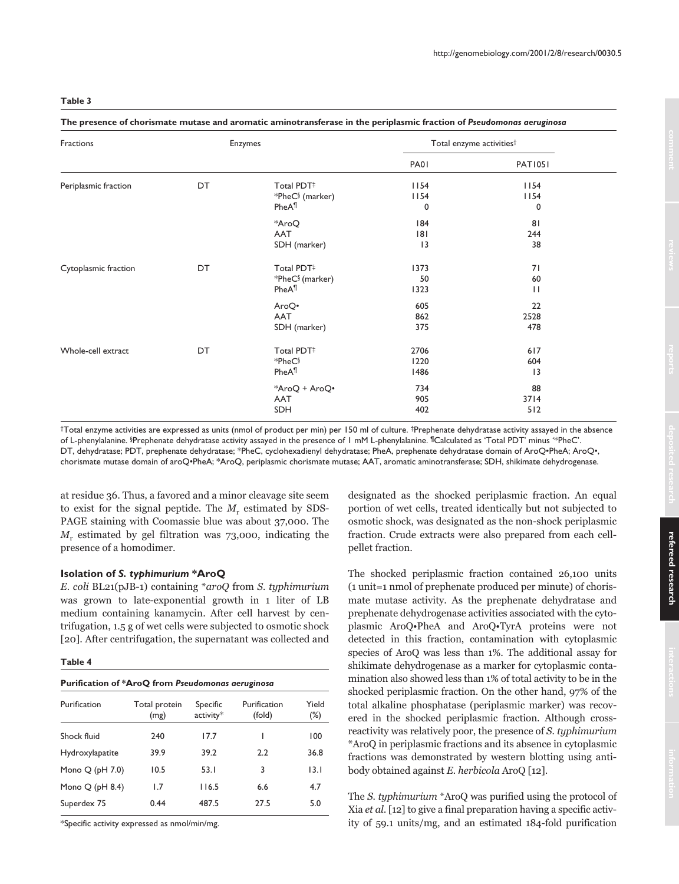**Table 3**

**The presence of chorismate mutase and aromatic aminotransferase in the periplasmic fraction of *Pseudomonas aeruginosa***

| Fractions | Enzymes | | Total enzyme activities† | |
|---|---|---|---|---|
| | | | PA01 | PAT1051 |
| Periplasmic fraction | DT | Total PDT‡ | 1154 | 1154 |
| | | *PheC§ (marker) | 1154 | 1154 |
| | | PheA¶ | 0 | 0 |
| | | *AroQ | 184 | 81 |
| | | AAT | 181 | 244 |
| | | SDH (marker) | 13 | 38 |
| Cytoplasmic fraction | DT | Total PDT‡ | 1373 | 71 |
| | | *PheC§ (marker) | 50 | 60 |
| | | PheA¶ | 1323 | 11 |
| | | AroQ• | 605 | 22 |
| | | AAT | 862 | 2528 |
| | | SDH (marker) | 375 | 478 |
| Whole-cell extract | DT | Total PDT‡ | 2706 | 617 |
| | | *PheC§ | 1220 | 604 |
| | | PheA¶ | 1486 | 13 |
| | | *AroQ + AroQ• | 734 | 88 |
| | | AAT | 905 | 3714 |
| | | SDH | 402 | 512 |

†Total enzyme activities are expressed as units (nmol of product per min) per 150 ml of culture. ‡Prephenate dehydratase activity assayed in the absence of L-phenylalanine. §Prephenate dehydratase activity assayed in the presence of 1 mM L-phenylalanine. ¶Calculated as 'Total PDT' minus '*PheC'. DT, dehydratase; PDT, prephenate dehydratase; *PheC, cyclohexadienyl dehydratase; PheA, prephenate dehydratase domain of AroQ•PheA; AroQ•, chorismate mutase domain of aroQ•PheA; *AroQ, periplasmic chorismate mutase; AAT, aromatic aminotransferase; SDH, shikimate dehydrogenase.

at residue 36. Thus, a favored and a minor cleavage site seem to exist for the signal peptide. The $M_r$ estimated by SDS-PAGE staining with Coomassie blue was about 37,000. The $M_r$ estimated by gel filtration was 73,000, indicating the presence of a homodimer.

### Isolation of *S. typhimurium* *AroQ

*E. coli* BL21(pJB-1) containing **aroQ* from *S. typhimurium* was grown to late-exponential growth in 1 liter of LB medium containing kanamycin. After cell harvest by centrifugation, 1.5 g of wet cells were subjected to osmotic shock [20]. After centrifugation, the supernatant was collected and designated as the shocked periplasmic fraction. An equal portion of wet cells, treated identically but not subjected to osmotic shock, was designated as the non-shock periplasmic fraction. Crude extracts were also prepared from each cell-pellet fraction.

The shocked periplasmic fraction contained 26,100 units (1 unit=1 nmol of prephenate produced per minute) of chorismate mutase activity. As the prephenate dehydratase and prephenate dehydrogenase activities associated with the cytoplasmic AroQ•PheA and AroQ•TyrA proteins were not detected in this fraction, contamination with cytoplasmic species of AroQ was less than 1%. The additional assay for shikimate dehydrogenase as a marker for cytoplasmic contamination also showed less than 1% of total activity to be in the shocked periplasmic fraction. On the other hand, 97% of the total alkaline phosphatase (periplasmic marker) was recovered in the shocked periplasmic fraction. Although cross-reactivity was relatively poor, the presence of *S. typhimurium* *AroQ in periplasmic fractions and its absence in cytoplasmic fractions was demonstrated by western blotting using antibody obtained against *E. herbicola* AroQ [12].

The *S. typhimurium* *AroQ was purified using the protocol of Xia *et al.* [12] to give a final preparation having a specific activity of 59.1 units/mg, and an estimated 184-fold purification

**Table 4**

**Purification of *AroQ from *Pseudomonas aeruginosa***

| Purification | Total protein (mg) | Specific activity* | Purification (fold) | Yield (%) |
|---|---|---|---|---|
| Shock fluid | 240 | 17.7 | 1 | 100 |
| Hydroxylapatite | 39.9 | 39.2 | 2.2 | 36.8 |
| Mono Q (pH 7.0) | 10.5 | 53.1 | 3 | 13.1 |
| Mono Q (pH 8.4) | 1.7 | 116.5 | 6.6 | 4.7 |
| Superdex 75 | 0.44 | 487.5 | 27.5 | 5.0 |

*Specific activity expressed as nmol/min/mg.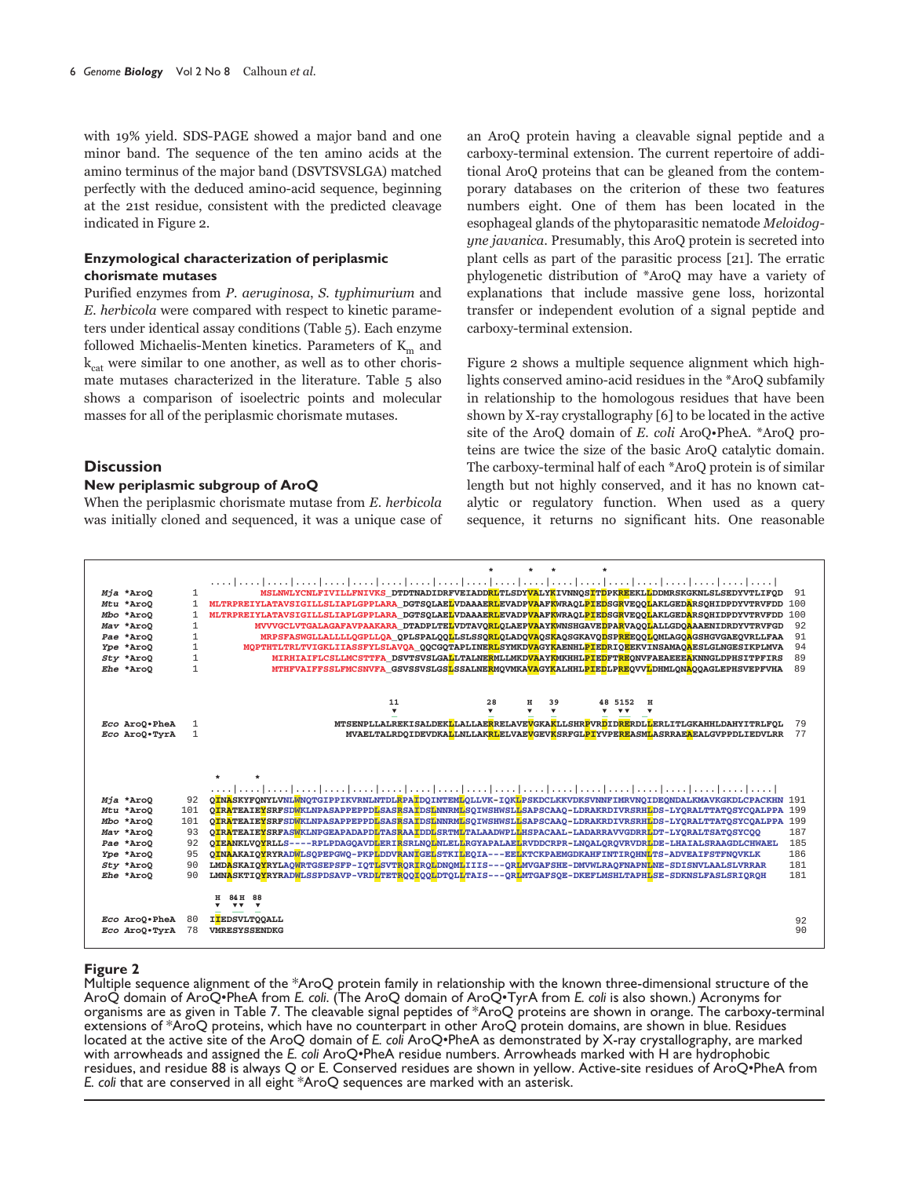with 19% yield. SDS-PAGE showed a major band and one minor band. The sequence of the ten amino acids at the amino terminus of the major band (DSVTSVSLGA) matched perfectly with the deduced amino-acid sequence, beginning at the 21st residue, consistent with the predicted cleavage indicated in Figure 2.

### Enzymological characterization of periplasmic chorismate mutases

Purified enzymes from *P. aeruginosa*, *S. typhimurium* and *E. herbicola* were compared with respect to kinetic parameters under identical assay conditions (Table 5). Each enzyme followed Michaelis-Menten kinetics. Parameters of $K_m$ and $k_{cat}$ were similar to one another, as well as to other chorismate mutases characterized in the literature. Table 5 also shows a comparison of isoelectric points and molecular masses for all of the periplasmic chorismate mutases.

## Discussion

### New periplasmic subgroup of AroQ

When the periplasmic chorismate mutase from *E. herbicola* was initially cloned and sequenced, it was a unique case of an AroQ protein having a cleavable signal peptide and a carboxy-terminal extension. The current repertoire of additional AroQ proteins that can be gleaned from the contemporary databases on the criterion of these two features numbers eight. One of them has been located in the esophageal glands of the phytoparasitic nematode *Meloidogyne javanica*. Presumably, this AroQ protein is secreted into plant cells as part of the parasitic process [21]. The erratic phylogenetic distribution of *AroQ may have a variety of explanations that include massive gene loss, horizontal transfer or independent evolution of a signal peptide and carboxy-terminal extension.

Figure 2 shows a multiple sequence alignment which highlights conserved amino-acid residues in the *AroQ subfamily in relationship to the homologous residues that have been shown by X-ray crystallography [6] to be located in the active site of the AroQ domain of *E. coli* AroQ•PheA. *AroQ proteins are twice the size of the basic AroQ catalytic domain. The carboxy-terminal half of each *AroQ protein is of similar length but not highly conserved, and it has no known catalytic or regulatory function. When used as a query sequence, it returns no significant hits. One reasonable

```
                                                                  *     *   *          *
                 ....|....|....|....|....|....|....|....|....|....|....|....|....|....|....|....|....|....|....|
Mja *AroQ    1          MSLNWLYCNLFIVILLFNIVKS_DTDTNADIDRFVEIADDRLTLSDYVALYKIVNNQSITDPKREEKLLDDMRSKGKNLSLSEDYVTLIFQD  91
Mtu *AroQ    1   MLTRPREIYLATAVSIGILLSLIAPLGPPLARA_DGTSQLAELVDAAAERLEVADPVAAFKWRAQLPIEDSGRVEQQLAKLGEDARSQHIDPDYVTRVFDD 100
Mbo *AroQ    1   MLTRPREIYLATAVSIGILLSLIAPLGPPLARA_DGTSQLAELVDAAAERLEVADPVAAFKWRAQLPIEDSGRVEQQLAKLGEDARSQHIDPDYVTRVFDD 100
Mav *AroQ    1         MVVVGCLVTGALAGAFAVPAAKARA_DTADPLTELVDTAVQRLQLAEPVAAYKWNSHGAVEDPARVAQQLALLGDQAAAENIDRDYVTRVFGD  92
Pae *AroQ    1              MRPSFASWGLLALLLLQGPLLQA_QPLSPALQQLLSLSSQRLQLADQVAQSKAQSGKAVQDSPREEQQLQMLAGQAGSHGVGAEQVRLLFAA  91
Ype *AroQ    1     MQPTHTLTRLTVIGKLIIASSFYLSLAVQA_QQCGQTAPLINERLSYMKDVAGYKAENHLPIEDRIQEEKVINSAMAQAESLGLNGESIKPLMVA  94
Sty *AroQ    1                MIRHIAIFLCSLLMCSTTFA_DSVTSVSLGALLTALNERMLLMKDVAAYKMKHHLPIEDTREQNVFAEAEEEAKNNGLDPHSITPFIRS  89
Ehe *AroQ    1                MTHFVAIFFSSLFMCSNVFA_GSVSSVSLGSLSSALNERMQVMKAVAGYKALHHLPIEDLPREQVVLDHMLQNAQQAGLEPHSVEPFVHA  89

                                            11               28      H   39        48 5152   H
                                            ▼                ▼       ▼   ▼         ▼  ▼▼    ▼
Eco AroQ•PheA  1                    MTSENPLLALREKISALDEKLLALLAERRELAVEVGKAKLLSHRPVRDIDRERDLLERLITLGKAHHLDAHYITRLFQL  79
Eco AroQ•TyrA  1                     MVAELTALRDQIDEVDKALLNLLAKRLELVAEVGEVKSRFGLPIYVPEREASMLASRRAEAEALGVPPDLIEDVLRR  77

                  *     *
                 ....|....|....|....|....|....|....|....|....|....|....|....|....|....|....|....|....|....|....|
Mja *AroQ    92  QINASKYFQNYLVNLWNQTGIPPIKVRNLNTDLRPAIDQINTEMLQLLVK-IQKLPSKDCLKKVDKSVNNFIMRVNQIDEQNDALKMAVKGKDLCPACKHN 191
Mtu *AroQ   101  QIRATEAIEYSRFSDWKLNPASAPPEPPDLSASRSAIDSLNNRMLSQIWSHWSLLSAPSCAAQ-LDRAKRDIVRSRHLDS-LYQRALTTATQSYCQALPPA 199
Mbo *AroQ   101  QIRATEAIEYSRFSDWKLNPASAPPEPPDLSASRSAIDSLNNRMLSQIWSHWSLLSAPSCAAQ-LDRAKRDIVRSRHLDS-LYQRALTTATQSYCQALPPA 199
Mav *AroQ    93  QIRATEAIEYSRFASWKLNPGEAPADAPDLTASRAAIDDLSRTMLTALAADWPLLHSPACAAL-LADARRAVVGDRRLDT-LYQRALTSATQSYCQQ     187
Pae *AroQ    92  QIEANKLVQYRLLS----RPLPDAGQAVDLERIRSRLNQLNLELLRGYAPALAELRVDDCRPR-LNQALQRQVRVDRLDE-LHAIALSRAAGDLCHWAEL 185
Ype *AroQ    95  QINAAKAIQYRYRADWLSQPEPGWQ-PKPLDDVRANIGELSTKILEQIA---EELKTCKPAEMGDKAHFINTIRQHNLTS-ADVEAIFSTFNQVKLK     186
Sty *AroQ    90  LMDASKAIQYRYLAQWRTGSEPSFP-IQTLSVTRQRIRQLDNQMLIIIS---QRLMVGAFSHE-DMVWLRAQFNAPNLNE-SDISNVLAALSLVRRAR    181
Ehe *AroQ    90  LMNASKTIQYRYRADWLSSPDSAVP-VRDLTETRQQIQQLDTQLLTAIS---QRLMTGAFSQE-DKEFLMSHLTAPHLSE-SDKNSLFASLSRIQRQH    181

                  H  84H  88
                  ▼  ▼▼   ▼
Eco AroQ•PheA 80  IIEDSVLTQQALL                                                                                        92
Eco AroQ•TyrA 78  VMRESYSSENDKG                                                                                        90
```

**Figure 2**
Multiple sequence alignment of the *AroQ protein family in relationship with the known three-dimensional structure of the AroQ domain of AroQ•PheA from *E. coli*. (The AroQ domain of AroQ•TyrA from *E. coli* is also shown.) Acronyms for organisms are as given in Table 7. The cleavable signal peptides of *AroQ proteins are shown in orange. The carboxy-terminal extensions of *AroQ proteins, which have no counterpart in other AroQ protein domains, are shown in blue. Residues located at the active site of the AroQ domain of *E. coli* AroQ•PheA as demonstrated by X-ray crystallography, are marked with arrowheads and assigned the *E. coli* AroQ•PheA residue numbers. Arrowheads marked with H are hydrophobic residues, and residue 88 is always Q or E. Conserved residues are shown in yellow. Active-site residues of AroQ•PheA from *E. coli* that are conserved in all eight *AroQ sequences are marked with an asterisk.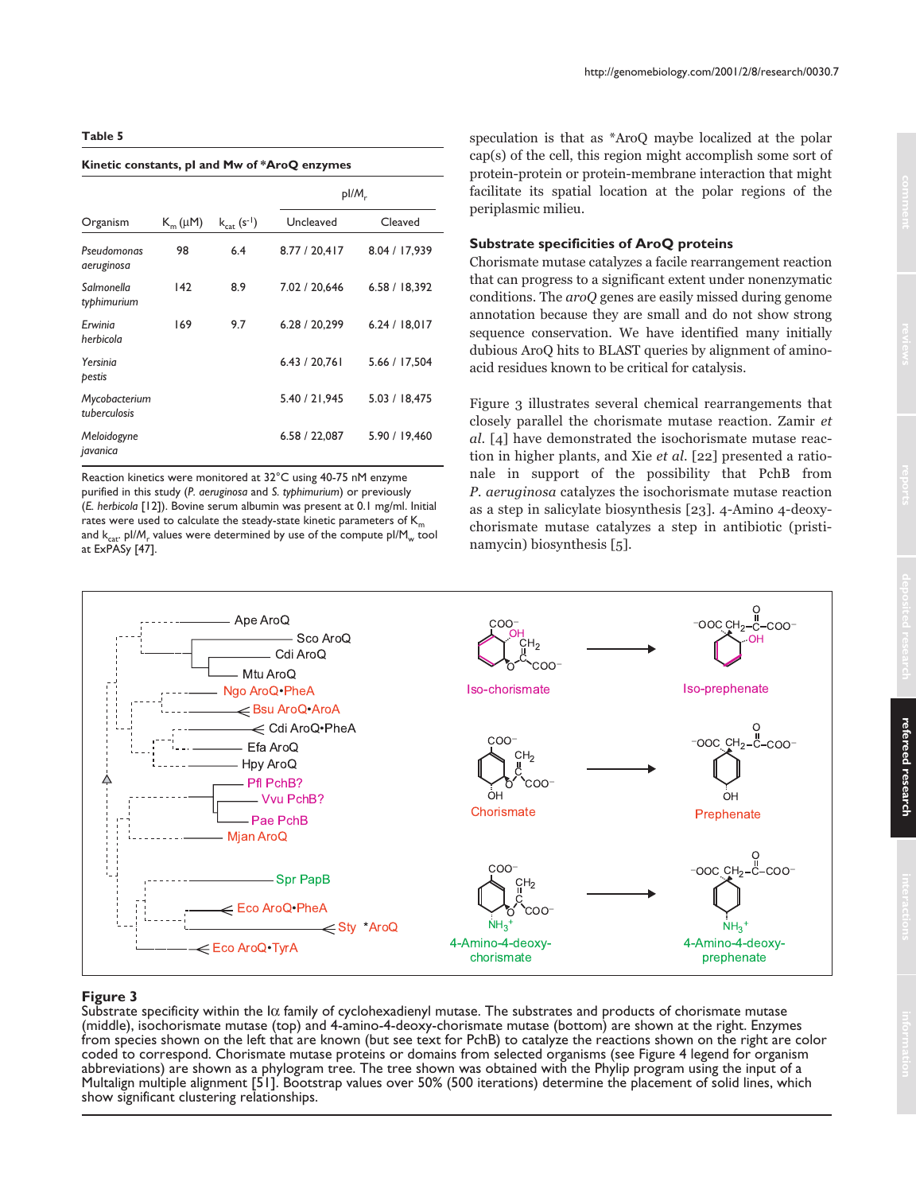**Table 5**

**Kinetic constants, pI and Mw of *AroQ enzymes**

| Organism | $K_m$ (μM) | $k_{cat}$ ($s^{-1}$) | pI/$M_r$ | |
|---|---|---|---|---|
| | | | Uncleaved | Cleaved |
| *Pseudomonas aeruginosa* | 98 | 6.4 | 8.77 / 20,417 | 8.04 / 17,939 |
| *Salmonella typhimurium* | 142 | 8.9 | 7.02 / 20,646 | 6.58 / 18,392 |
| *Erwinia herbicola* | 169 | 9.7 | 6.28 / 20,299 | 6.24 / 18,017 |
| *Yersinia pestis* | | | 6.43 / 20,761 | 5.66 / 17,504 |
| *Mycobacterium tuberculosis* | | | 5.40 / 21,945 | 5.03 / 18,475 |
| *Meloidogyne javanica* | | | 6.58 / 22,087 | 5.90 / 19,460 |

Reaction kinetics were monitored at 32°C using 40-75 nM enzyme purified in this study (*P. aeruginosa* and *S. typhimurium*) or previously (*E. herbicola* [12]). Bovine serum albumin was present at 0.1 mg/ml. Initial rates were used to calculate the steady-state kinetic parameters of $K_m$ and $k_{cat}$. pI/$M_r$ values were determined by use of the compute pI/$M_w$ tool at ExPASy [47].

speculation is that as *AroQ maybe localized at the polar cap(s) of the cell, this region might accomplish some sort of protein-protein or protein-membrane interaction that might facilitate its spatial location at the polar regions of the periplasmic milieu.

### Substrate specificities of AroQ proteins

Chorismate mutase catalyzes a facile rearrangement reaction that can progress to a significant extent under nonenzymatic conditions. The *aroQ* genes are easily missed during genome annotation because they are small and do not show strong sequence conservation. We have identified many initially dubious AroQ hits to BLAST queries by alignment of amino-acid residues known to be critical for catalysis.

Figure 3 illustrates several chemical rearrangements that closely parallel the chorismate mutase reaction. Zamir *et al.* [4] have demonstrated the isochorismate mutase reaction in higher plants, and Xie *et al.* [22] presented a rationale in support of the possibility that PchB from *P. aeruginosa* catalyzes the isochorismate mutase reaction as a step in salicylate biosynthesis [23]. 4-Amino 4-deoxychorismate mutase catalyzes a step in antibiotic (pristinamycin) biosynthesis [5].

**Figure 3**
Substrate specificity within the Iα family of cyclohexadienyl mutase. The substrates and products of chorismate mutase (middle), isochorismate mutase (top) and 4-amino-4-deoxy-chorismate mutase (bottom) are shown at the right. Enzymes from species shown on the left that are known (but see text for PchB) to catalyze the reactions shown on the right are color coded to correspond. Chorismate mutase proteins or domains from selected organisms (see Figure 4 legend for organism abbreviations) are shown as a phylogram tree. The tree shown was obtained with the Phylip program using the input of a Multalign multiple alignment [51]. Bootstrap values over 50% (500 iterations) determine the placement of solid lines, which show significant clustering relationships.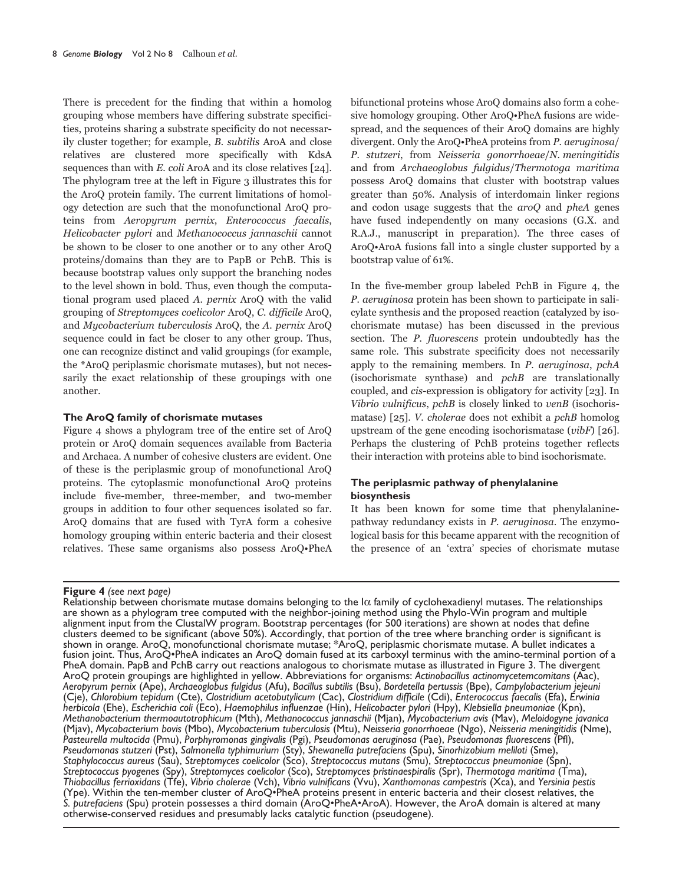There is precedent for the finding that within a homolog grouping whose members have differing substrate specificities, proteins sharing a substrate specificity do not necessarily cluster together; for example, *B. subtilis* AroA and close relatives are clustered more specifically with KdsA sequences than with *E. coli* AroA and its close relatives [24]. The phylogram tree at the left in Figure 3 illustrates this for the AroQ protein family. The current limitations of homology detection are such that the monofunctional AroQ proteins from *Aeropyrum pernix*, *Enterococcus faecalis*, *Helicobacter pylori* and *Methanococcus jannaschii* cannot be shown to be closer to one another or to any other AroQ proteins/domains than they are to PapB or PchB. This is because bootstrap values only support the branching nodes to the level shown in bold. Thus, even though the computational program used placed *A. pernix* AroQ with the valid grouping of *Streptomyces coelicolor* AroQ, *C. difficile* AroQ, and *Mycobacterium tuberculosis* AroQ, the *A. pernix* AroQ sequence could in fact be closer to any other group. Thus, one can recognize distinct and valid groupings (for example, the *AroQ periplasmic chorismate mutases), but not necessarily the exact relationship of these groupings with one another.

### The AroQ family of chorismate mutases

Figure 4 shows a phylogram tree of the entire set of AroQ protein or AroQ domain sequences available from Bacteria and Archaea. A number of cohesive clusters are evident. One of these is the periplasmic group of monofunctional AroQ proteins. The cytoplasmic monofunctional AroQ proteins include five-member, three-member, and two-member groups in addition to four other sequences isolated so far. AroQ domains that are fused with TyrA form a cohesive homology grouping within enteric bacteria and their closest relatives. These same organisms also possess AroQ•PheA bifunctional proteins whose AroQ domains also form a cohesive homology grouping. Other AroQ•PheA fusions are widespread, and the sequences of their AroQ domains are highly divergent. Only the AroQ•PheA proteins from *P. aeruginosa*/*P. stutzeri*, from *Neisseria gonorrhoeae*/*N. meningitidis* and from *Archaeoglobus fulgidus*/*Thermotoga maritima* possess AroQ domains that cluster with bootstrap values greater than 50%. Analysis of interdomain linker regions and codon usage suggests that the *aroQ* and *pheA* genes have fused independently on many occasions (G.X. and R.A.J., manuscript in preparation). The three cases of AroQ•AroA fusions fall into a single cluster supported by a bootstrap value of 61%.

In the five-member group labeled PchB in Figure 4, the *P. aeruginosa* protein has been shown to participate in salicylate synthesis and the proposed reaction (catalyzed by isochorismate mutase) has been discussed in the previous section. The *P. fluorescens* protein undoubtedly has the same role. This substrate specificity does not necessarily apply to the remaining members. In *P. aeruginosa*, *pchA* (isochorismate synthase) and *pchB* are translationally coupled, and *cis*-expression is obligatory for activity [23]. In *Vibrio vulnificus*, *pchB* is closely linked to *venB* (isochorismatase) [25]. *V. cholerae* does not exhibit a *pchB* homolog upstream of the gene encoding isochorismatase (*vibF*) [26]. Perhaps the clustering of PchB proteins together reflects their interaction with proteins able to bind isochorismate.

### The periplasmic pathway of phenylalanine biosynthesis

It has been known for some time that phenylalanine-pathway redundancy exists in *P. aeruginosa*. The enzymological basis for this became apparent with the recognition of the presence of an 'extra' species of chorismate mutase

**Figure 4** *(see next page)*
Relationship between chorismate mutase domains belonging to the Iα family of cyclohexadienyl mutases. The relationships are shown as a phylogram tree computed with the neighbor-joining method using the Phylo-Win program and multiple alignment input from the ClustalW program. Bootstrap percentages (for 500 iterations) are shown at nodes that define clusters deemed to be significant (above 50%). Accordingly, that portion of the tree where branching order is significant is shown in orange. AroQ, monofunctional chorismate mutase; *AroQ, periplasmic chorismate mutase. A bullet indicates a fusion joint. Thus, AroQ•PheA indicates an AroQ domain fused at its carboxyl terminus with the amino-terminal portion of a PheA domain. PapB and PchB carry out reactions analogous to chorismate mutase as illustrated in Figure 3. The divergent AroQ protein groupings are highlighted in yellow. Abbreviations for organisms: *Actinobacillus actinomycetemcomitans* (Aac), *Aeropyrum pernix* (Ape), *Archaeoglobus fulgidus* (Afu), *Bacillus subtilis* (Bsu), *Bordetella pertussis* (Bpe), *Campylobacterium jejeuni* (Cje), *Chlorobium tepidum* (Cte), *Clostridium acetobutylicum* (Cac), *Clostridium difficile* (Cdi), *Enterococcus faecalis* (Efa), *Erwinia herbicola* (Ehe), *Escherichia coli* (Eco), *Haemophilus influenzae* (Hin), *Helicobacter pylori* (Hpy), *Klebsiella pneumoniae* (Kpn), *Methanobacterium thermoautotrophicum* (Mth), *Methanococcus jannaschii* (Mjan), *Mycobacterium avis* (Mav), *Meloidogyne javanica* (Mjav), *Mycobacterium bovis* (Mbo), *Mycobacterium tuberculosis* (Mtu), *Neisseria gonorrhoeae* (Ngo), *Neisseria meningitidis* (Nme), *Pasteurella multocida* (Pmu), *Porphyromonas gingivalis* (Pgi), *Pseudomonas aeruginosa* (Pae), *Pseudomonas fluorescens* (Pfl), *Pseudomonas stutzeri* (Pst), *Salmonella typhimurium* (Sty), *Shewanella putrefaciens* (Spu), *Sinorhizobium meliloti* (Sme), *Staphylococcus aureus* (Sau), *Streptomyces coelicolor* (Sco), *Streptococcus mutans* (Smu), *Streptococcus pneumoniae* (Spn), *Streptococcus pyogenes* (Spy), *Streptomyces coelicolor* (Sco), *Streptomyces pristinaespiralis* (Spr), *Thermotoga maritima* (Tma), *Thiobacillus ferrioxidans* (Tfe), *Vibrio cholerae* (Vch), *Vibrio vulnificans* (Vvu), *Xanthomonas campestris* (Xca), and *Yersinia pestis* (Ype). Within the ten-member cluster of AroQ•PheA proteins present in enteric bacteria and their closest relatives, the *S. putrefaciens* (Spu) protein possesses a third domain (AroQ•PheA•AroA). However, the AroA domain is altered at many otherwise-conserved residues and presumably lacks catalytic function (pseudogene).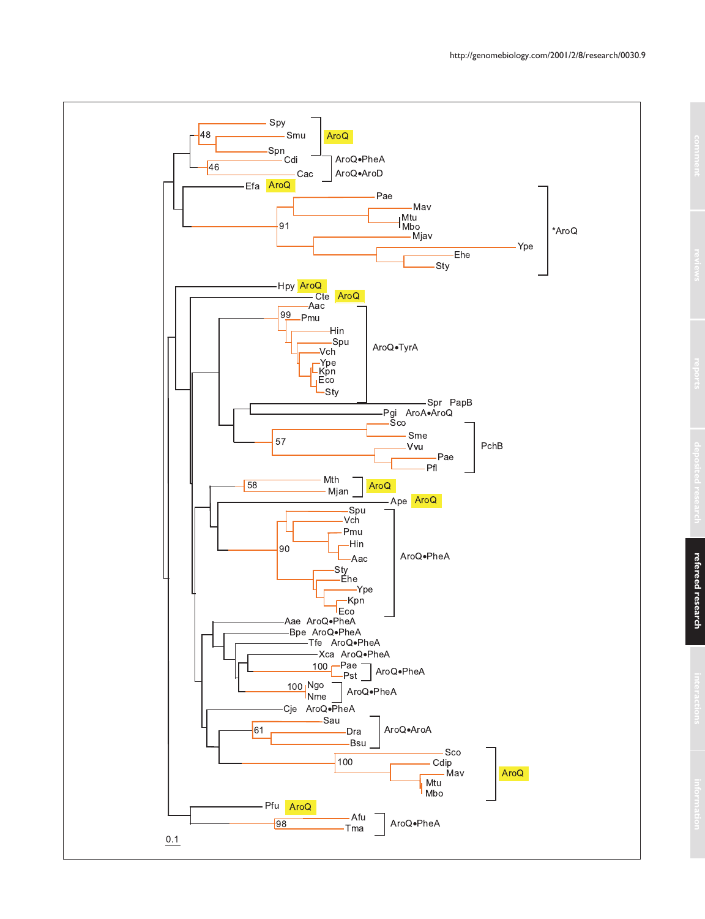Spy
Smu
Spn
AroQ
Cdi
AroQ•PheA
Cac
AroQ•AroD
Efa AroQ
Pae
Mav
Mtu
Mbo
Mjav
*AroQ
Ype
Ehe
Sty
48
46
91

Hpy AroQ
Cte AroQ
Aac
99 Pmu
Hin
Spu
Vch
Ype
Kpn
Eco
Sty
AroQ•TyrA
Spr PapB
Pgi AroA•AroQ
Sco
Sme
57
Vvu
PchB
Pae
Pfl

58
Mth
Mjan
AroQ
Ape AroQ
Spu
Vch
Pmu
Hin
90
Aac
AroQ•PheA
Sty
Ehe
Ype
Kpn
Eco

Aae AroQ•PheA
Bpe AroQ•PheA
Tfe AroQ•PheA
Xca AroQ•PheA
100 Pae
Pst
AroQ•PheA
100 Ngo
Nme
AroQ•PheA
Cje AroQ•PheA
Sau
61
Dra
AroQ•AroA
Bsu
Sco
100
Cdip
Mav
AroQ
Mtu
Mbo
Pfu AroQ
Afu
98
Tma
AroQ•PheA

0.1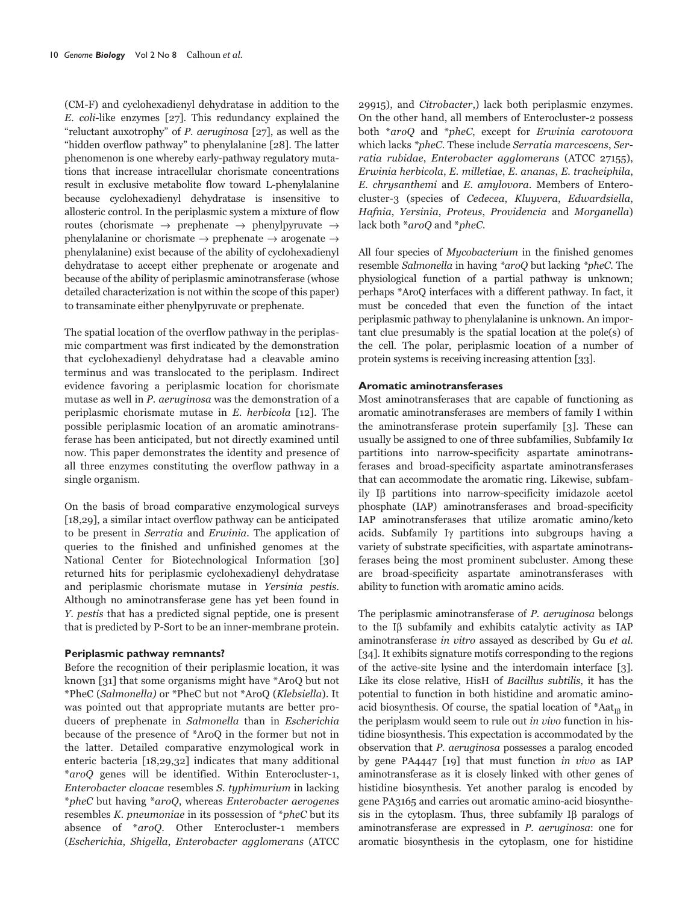(CM-F) and cyclohexadienyl dehydratase in addition to the *E. coli*-like enzymes [27]. This redundancy explained the "reluctant auxotrophy" of *P. aeruginosa* [27], as well as the "hidden overflow pathway" to phenylalanine [28]. The latter phenomenon is one whereby early-pathway regulatory mutations that increase intracellular chorismate concentrations result in exclusive metabolite flow toward L-phenylalanine because cyclohexadienyl dehydratase is insensitive to allosteric control. In the periplasmic system a mixture of flow routes (chorismate → prephenate → phenylpyruvate → phenylalanine or chorismate → prephenate → arogenate → phenylalanine) exist because of the ability of cyclohexadienyl dehydratase to accept either prephenate or arogenate and because of the ability of periplasmic aminotransferase (whose detailed characterization is not within the scope of this paper) to transaminate either phenylpyruvate or prephenate.

The spatial location of the overflow pathway in the periplasmic compartment was first indicated by the demonstration that cyclohexadienyl dehydratase had a cleavable amino terminus and was translocated to the periplasm. Indirect evidence favoring a periplasmic location for chorismate mutase as well in *P. aeruginosa* was the demonstration of a periplasmic chorismate mutase in *E. herbicola* [12]. The possible periplasmic location of an aromatic aminotransferase has been anticipated, but not directly examined until now. This paper demonstrates the identity and presence of all three enzymes constituting the overflow pathway in a single organism.

On the basis of broad comparative enzymological surveys [18,29], a similar intact overflow pathway can be anticipated to be present in *Serratia* and *Erwinia*. The application of queries to the finished and unfinished genomes at the National Center for Biotechnological Information [30] returned hits for periplasmic cyclohexadienyl dehydratase and periplasmic chorismate mutase in *Yersinia pestis*. Although no aminotransferase gene has yet been found in *Y. pestis* that has a predicted signal peptide, one is present that is predicted by P-Sort to be an inner-membrane protein.

### Periplasmic pathway remnants?

Before the recognition of their periplasmic location, it was known [31] that some organisms might have *AroQ but not *PheC (*Salmonella)* or *PheC but not *AroQ (*Klebsiella*). It was pointed out that appropriate mutants are better producers of prephenate in *Salmonella* than in *Escherichia* because of the presence of *AroQ in the former but not in the latter. Detailed comparative enzymological work in enteric bacteria [18,29,32] indicates that many additional **aroQ* genes will be identified. Within Enterocluster-1, *Enterobacter cloacae* resembles *S. typhimurium* in lacking **pheC* but having **aroQ*, whereas *Enterobacter aerogenes* resembles *K. pneumoniae* in its possession of **pheC* but its absence of **aroQ*. Other Enterocluster-1 members (*Escherichia*, *Shigella*, *Enterobacter agglomerans* (ATCC 29915), and *Citrobacter*,) lack both periplasmic enzymes. On the other hand, all members of Enterocluster-2 possess both **aroQ* and **pheC*, except for *Erwinia carotovora* which lacks **pheC*. These include *Serratia marcescens*, *Serratia rubidae*, *Enterobacter agglomerans* (ATCC 27155), *Erwinia herbicola*, *E. milletiae*, *E. ananas*, *E. tracheiphila*, *E. chrysanthemi* and *E. amylovora*. Members of Enterocluster-3 (species of *Cedecea*, *Kluyvera*, *Edwardsiella*, *Hafnia*, *Yersinia*, *Proteus*, *Providencia* and *Morganella*) lack both **aroQ* and **pheC*.

All four species of *Mycobacterium* in the finished genomes resemble *Salmonella* in having **aroQ* but lacking **pheC*. The physiological function of a partial pathway is unknown; perhaps *AroQ interfaces with a different pathway. In fact, it must be conceded that even the function of the intact periplasmic pathway to phenylalanine is unknown. An important clue presumably is the spatial location at the pole(s) of the cell. The polar, periplasmic location of a number of protein systems is receiving increasing attention [33].

### Aromatic aminotransferases

Most aminotransferases that are capable of functioning as aromatic aminotransferases are members of family I within the aminotransferase protein superfamily [3]. These can usually be assigned to one of three subfamilies, Subfamily Iα partitions into narrow-specificity aspartate aminotransferases and broad-specificity aspartate aminotransferases that can accommodate the aromatic ring. Likewise, subfamily Iβ partitions into narrow-specificity imidazole acetol phosphate (IAP) aminotransferases and broad-specificity IAP aminotransferases that utilize aromatic amino/keto acids. Subfamily Iγ partitions into subgroups having a variety of substrate specificities, with aspartate aminotransferases being the most prominent subcluster. Among these are broad-specificity aspartate aminotransferases with ability to function with aromatic amino acids.

The periplasmic aminotransferase of *P. aeruginosa* belongs to the Iβ subfamily and exhibits catalytic activity as IAP aminotransferase *in vitro* assayed as described by Gu *et al.* [34]. It exhibits signature motifs corresponding to the regions of the active-site lysine and the interdomain interface [3]. Like its close relative, HisH of *Bacillus subtilis*, it has the potential to function in both histidine and aromatic amino-acid biosynthesis. Of course, the spatial location of $^*Aat_{I\beta}$ in the periplasm would seem to rule out *in vivo* function in histidine biosynthesis. This expectation is accommodated by the observation that *P. aeruginosa* possesses a paralog encoded by gene PA4447 [19] that must function *in vivo* as IAP aminotransferase as it is closely linked with other genes of histidine biosynthesis. Yet another paralog is encoded by gene PA3165 and carries out aromatic amino-acid biosynthesis in the cytoplasm. Thus, three subfamily Iβ paralogs of aminotransferase are expressed in *P. aeruginosa*: one for aromatic biosynthesis in the cytoplasm, one for histidine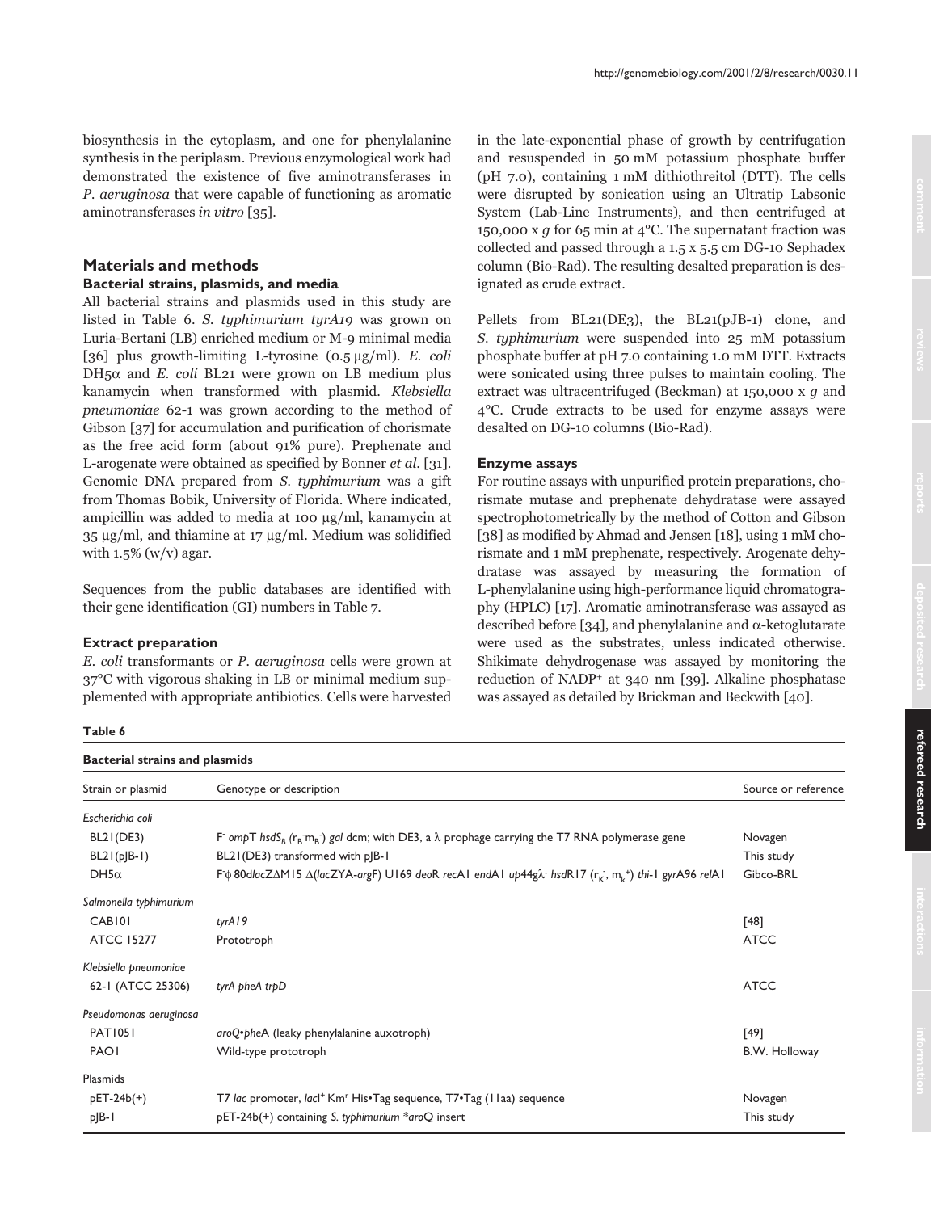biosynthesis in the cytoplasm, and one for phenylalanine synthesis in the periplasm. Previous enzymological work had demonstrated the existence of five aminotransferases in *P. aeruginosa* that were capable of functioning as aromatic aminotransferases *in vitro* [35].

## Materials and methods

### Bacterial strains, plasmids, and media

All bacterial strains and plasmids used in this study are listed in Table 6. *S. typhimurium tyrA19* was grown on Luria-Bertani (LB) enriched medium or M-9 minimal media [36] plus growth-limiting L-tyrosine (0.5 μg/ml). *E. coli* DH5α and *E. coli* BL21 were grown on LB medium plus kanamycin when transformed with plasmid. *Klebsiella pneumoniae* 62-1 was grown according to the method of Gibson [37] for accumulation and purification of chorismate as the free acid form (about 91% pure). Prephenate and L-arogenate were obtained as specified by Bonner *et al*. [31]. Genomic DNA prepared from *S. typhimurium* was a gift from Thomas Bobik, University of Florida. Where indicated, ampicillin was added to media at 100 μg/ml, kanamycin at 35 μg/ml, and thiamine at 17 μg/ml. Medium was solidified with 1.5% (w/v) agar.

Sequences from the public databases are identified with their gene identification (GI) numbers in Table 7.

### Extract preparation

*E. coli* transformants or *P. aeruginosa* cells were grown at 37°C with vigorous shaking in LB or minimal medium supplemented with appropriate antibiotics. Cells were harvested in the late-exponential phase of growth by centrifugation and resuspended in 50 mM potassium phosphate buffer (pH 7.0), containing 1 mM dithiothreitol (DTT). The cells were disrupted by sonication using an Ultratip Labsonic System (Lab-Line Instruments), and then centrifuged at 150,000 x *g* for 65 min at 4°C. The supernatant fraction was collected and passed through a 1.5 x 5.5 cm DG-10 Sephadex column (Bio-Rad). The resulting desalted preparation is designated as crude extract.

Pellets from BL21(DE3), the BL21(pJB-1) clone, and *S. typhimurium* were suspended into 25 mM potassium phosphate buffer at pH 7.0 containing 1.0 mM DTT. Extracts were sonicated using three pulses to maintain cooling. The extract was ultracentrifuged (Beckman) at 150,000 x *g* and 4°C. Crude extracts to be used for enzyme assays were desalted on DG-10 columns (Bio-Rad).

### Enzyme assays

For routine assays with unpurified protein preparations, chorismate mutase and prephenate dehydratase were assayed spectrophotometrically by the method of Cotton and Gibson [38] as modified by Ahmad and Jensen [18], using 1 mM chorismate and 1 mM prephenate, respectively. Arogenate dehydratase was assayed by measuring the formation of L-phenylalanine using high-performance liquid chromatography (HPLC) [17]. Aromatic aminotransferase was assayed as described before [34], and phenylalanine and α-ketoglutarate were used as the substrates, unless indicated otherwise. Shikimate dehydrogenase was assayed by monitoring the reduction of $NADP^+$ at 340 nm [39]. Alkaline phosphatase was assayed as detailed by Brickman and Beckwith [40].

**Table 6**

**Bacterial strains and plasmids**

| Strain or plasmid | Genotype or description | Source or reference |
|---|---|---|
| *Escherichia coli* | | |
| BL21(DE3) | $F^-$ *ompT hsdS*$_B$ ($r_B^- m_B^-$) *gal* dcm; with DE3, a λ prophage carrying the T7 RNA polymerase gene | Novagen |
| BL21(pJB-1) | BL21(DE3) transformed with pJB-1 | This study |
| DH5α | $F^-$ϕ 80d*lacZ*ΔM15 Δ(*lacZYA-argF*) U169 *deoR recA1 endA1 up44g*$\lambda^-$ *hsdR17* ($r_K^-$, $m_K^+$) *thi-1 gyrA96 relA1* | Gibco-BRL |
| *Salmonella typhimurium* | | |
| CAB101 | *tyrA19* | [48] |
| ATCC 15277 | Prototroph | ATCC |
| *Klebsiella pneumoniae* | | |
| 62-1 (ATCC 25306) | *tyrA pheA trpD* | ATCC |
| *Pseudomonas aeruginosa* | | |
| PAT1051 | *aroQ•pheA* (leaky phenylalanine auxotroph) | [49] |
| PAO1 | Wild-type prototroph | B.W. Holloway |
| Plasmids | | |
| pET-24b(+) | T7 *lac* promoter, *lacI*$^+$ Km$^r$ His•Tag sequence, T7•Tag (11aa) sequence | Novagen |
| pJB-1 | pET-24b(+) containing *S. typhimurium* *aroQ insert | This study |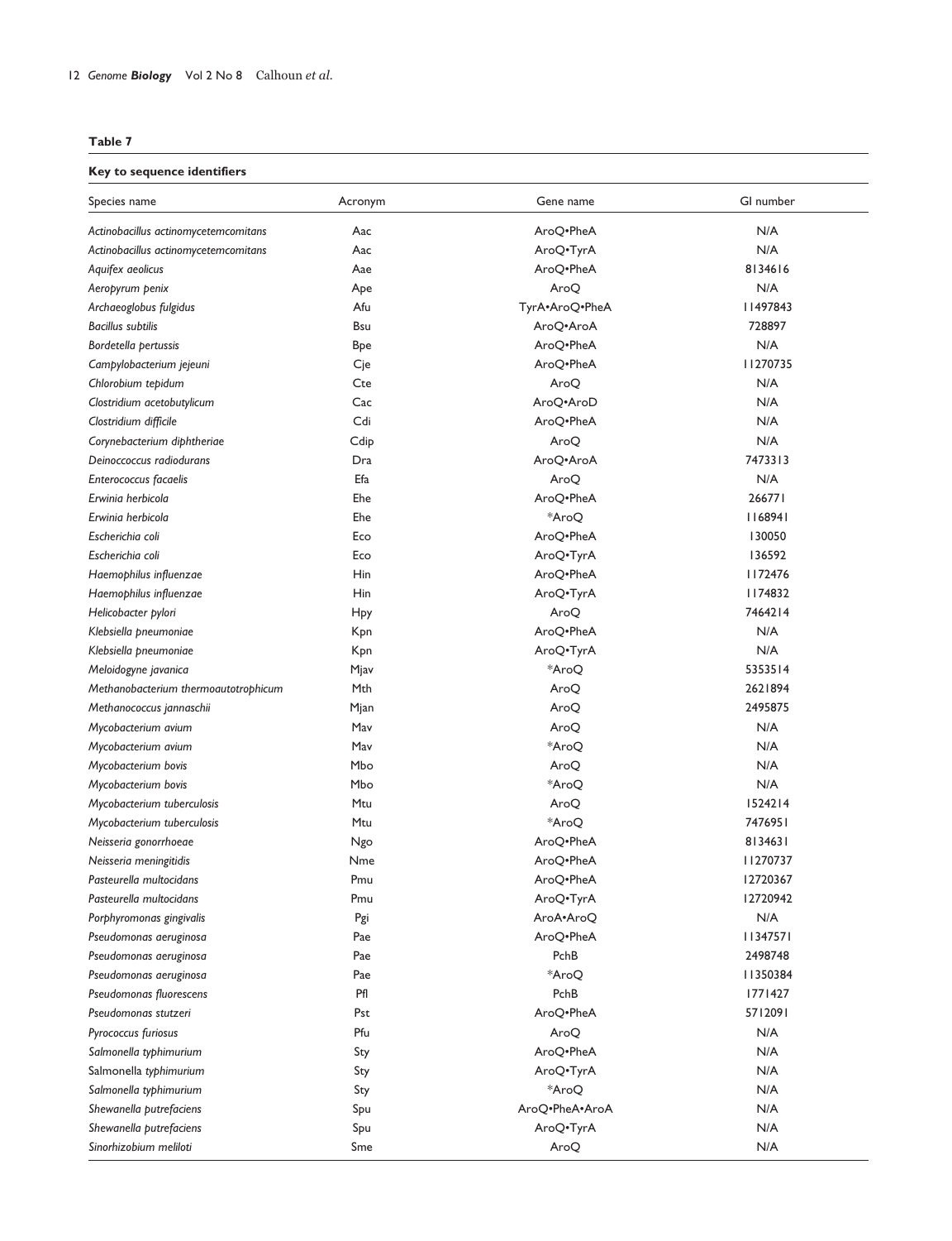**Table 7**

**Key to sequence identifiers**

| Species name | Acronym | Gene name | GI number |
|---|---|---|---|
| *Actinobacillus actinomycetemcomitans* | Aac | AroQ•PheA | N/A |
| *Actinobacillus actinomycetemcomitans* | Aac | AroQ•TyrA | N/A |
| *Aquifex aeolicus* | Aae | AroQ•PheA | 8134616 |
| *Aeropyrum penix* | Ape | AroQ | N/A |
| *Archaeoglobus fulgidus* | Afu | TyrA•AroQ•PheA | 11497843 |
| *Bacillus subtilis* | Bsu | AroQ•AroA | 728897 |
| *Bordetella pertussis* | Bpe | AroQ•PheA | N/A |
| *Campylobacterium jejeuni* | Cje | AroQ•PheA | 11270735 |
| *Chlorobium tepidum* | Cte | AroQ | N/A |
| *Clostridium acetobutylicum* | Cac | AroQ•AroD | N/A |
| *Clostridium difficile* | Cdi | AroQ•PheA | N/A |
| *Corynebacterium diphtheriae* | Cdip | AroQ | N/A |
| *Deinoccoccus radiodurans* | Dra | AroQ•AroA | 7473313 |
| *Enterococcus facaelis* | Efa | AroQ | N/A |
| *Erwinia herbicola* | Ehe | AroQ•PheA | 266771 |
| *Erwinia herbicola* | Ehe | *AroQ | 1168941 |
| *Escherichia coli* | Eco | AroQ•PheA | 130050 |
| *Escherichia coli* | Eco | AroQ•TyrA | 136592 |
| *Haemophilus influenzae* | Hin | AroQ•PheA | 1172476 |
| *Haemophilus influenzae* | Hin | AroQ•TyrA | 1174832 |
| *Helicobacter pylori* | Hpy | AroQ | 7464214 |
| *Klebsiella pneumoniae* | Kpn | AroQ•PheA | N/A |
| *Klebsiella pneumoniae* | Kpn | AroQ•TyrA | N/A |
| *Meloidogyne javanica* | Mjav | *AroQ | 5353514 |
| *Methanobacterium thermoautotrophicum* | Mth | AroQ | 2621894 |
| *Methanococcus jannaschii* | Mjan | AroQ | 2495875 |
| *Mycobacterium avium* | Mav | AroQ | N/A |
| *Mycobacterium avium* | Mav | *AroQ | N/A |
| *Mycobacterium bovis* | Mbo | AroQ | N/A |
| *Mycobacterium bovis* | Mbo | *AroQ | N/A |
| *Mycobacterium tuberculosis* | Mtu | AroQ | 1524214 |
| *Mycobacterium tuberculosis* | Mtu | *AroQ | 7476951 |
| *Neisseria gonorrhoeae* | Ngo | AroQ•PheA | 8134631 |
| *Neisseria meningitidis* | Nme | AroQ•PheA | 11270737 |
| *Pasteurella multocidans* | Pmu | AroQ•PheA | 12720367 |
| *Pasteurella multocidans* | Pmu | AroQ•TyrA | 12720942 |
| *Porphyromonas gingivalis* | Pgi | AroA•AroQ | N/A |
| *Pseudomonas aeruginosa* | Pae | AroQ•PheA | 11347571 |
| *Pseudomonas aeruginosa* | Pae | PchB | 2498748 |
| *Pseudomonas aeruginosa* | Pae | *AroQ | 11350384 |
| *Pseudomonas fluorescens* | Pfl | PchB | 1771427 |
| *Pseudomonas stutzeri* | Pst | AroQ•PheA | 5712091 |
| *Pyrococcus furiosus* | Pfu | AroQ | N/A |
| *Salmonella typhimurium* | Sty | AroQ•PheA | N/A |
| Salmonella *typhimurium* | Sty | AroQ•TyrA | N/A |
| *Salmonella typhimurium* | Sty | *AroQ | N/A |
| *Shewanella putrefaciens* | Spu | AroQ•PheA•AroA | N/A |
| *Shewanella putrefaciens* | Spu | AroQ•TyrA | N/A |
| *Sinorhizobium meliloti* | Sme | AroQ | N/A |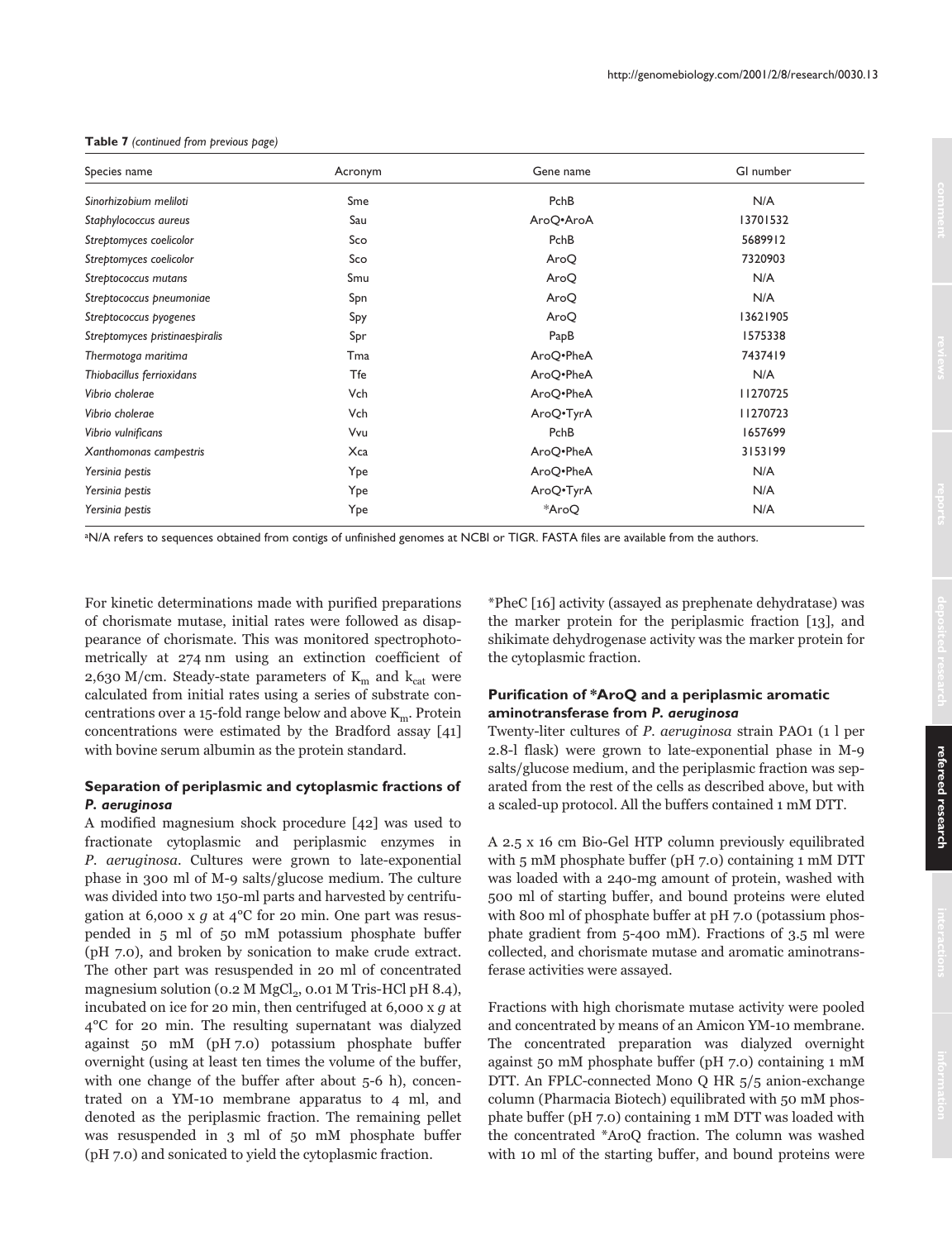**Table 7** *(continued from previous page)*

| Species name | Acronym | Gene name | GI number |
|---|---|---|---|
| *Sinorhizobium meliloti* | Sme | PchB | N/A |
| *Staphylococcus aureus* | Sau | AroQ•AroA | 13701532 |
| *Streptomyces coelicolor* | Sco | PchB | 5689912 |
| *Streptomyces coelicolor* | Sco | AroQ | 7320903 |
| *Streptococcus mutans* | Smu | AroQ | N/A |
| *Streptococcus pneumoniae* | Spn | AroQ | N/A |
| *Streptococcus pyogenes* | Spy | AroQ | 13621905 |
| *Streptomyces pristinaespiralis* | Spr | PapB | 1575338 |
| *Thermotoga maritima* | Tma | AroQ•PheA | 7437419 |
| *Thiobacillus ferrioxidans* | Tfe | AroQ•PheA | N/A |
| *Vibrio cholerae* | Vch | AroQ•PheA | 11270725 |
| *Vibrio cholerae* | Vch | AroQ•TyrA | 11270723 |
| *Vibrio vulnificans* | Vvu | PchB | 1657699 |
| *Xanthomonas campestris* | Xca | AroQ•PheA | 3153199 |
| *Yersinia pestis* | Ype | AroQ•PheA | N/A |
| *Yersinia pestis* | Ype | AroQ•TyrA | N/A |
| *Yersinia pestis* | Ype | *AroQ | N/A |

[a]N/A refers to sequences obtained from contigs of unfinished genomes at NCBI or TIGR. FASTA files are available from the authors.

For kinetic determinations made with purified preparations of chorismate mutase, initial rates were followed as disappearance of chorismate. This was monitored spectrophotometrically at 274 nm using an extinction coefficient of 2,630 M/cm. Steady-state parameters of $K_m$ and $k_{cat}$ were calculated from initial rates using a series of substrate concentrations over a 15-fold range below and above $K_m$. Protein concentrations were estimated by the Bradford assay [41] with bovine serum albumin as the protein standard.

### Separation of periplasmic and cytoplasmic fractions of *P. aeruginosa*

A modified magnesium shock procedure [42] was used to fractionate cytoplasmic and periplasmic enzymes in *P. aeruginosa*. Cultures were grown to late-exponential phase in 300 ml of M-9 salts/glucose medium. The culture was divided into two 150-ml parts and harvested by centrifugation at 6,000 x *g* at 4°C for 20 min. One part was resuspended in 5 ml of 50 mM potassium phosphate buffer (pH 7.0), and broken by sonication to make crude extract. The other part was resuspended in 20 ml of concentrated magnesium solution (0.2 M $MgCl_2$, 0.01 M Tris-HCl pH 8.4), incubated on ice for 20 min, then centrifuged at 6,000 x *g* at 4°C for 20 min. The resulting supernatant was dialyzed against 50 mM (pH 7.0) potassium phosphate buffer overnight (using at least ten times the volume of the buffer, with one change of the buffer after about 5-6 h), concentrated on a YM-10 membrane apparatus to 4 ml, and denoted as the periplasmic fraction. The remaining pellet was resuspended in 3 ml of 50 mM phosphate buffer (pH 7.0) and sonicated to yield the cytoplasmic fraction.

*PheC [16] activity (assayed as prephenate dehydratase) was the marker protein for the periplasmic fraction [13], and shikimate dehydrogenase activity was the marker protein for the cytoplasmic fraction.

### Purification of *AroQ and a periplasmic aromatic aminotransferase from *P. aeruginosa*

Twenty-liter cultures of *P. aeruginosa* strain PAO1 (1 l per 2.8-l flask) were grown to late-exponential phase in M-9 salts/glucose medium, and the periplasmic fraction was separated from the rest of the cells as described above, but with a scaled-up protocol. All the buffers contained 1 mM DTT.

A 2.5 x 16 cm Bio-Gel HTP column previously equilibrated with 5 mM phosphate buffer (pH 7.0) containing 1 mM DTT was loaded with a 240-mg amount of protein, washed with 500 ml of starting buffer, and bound proteins were eluted with 800 ml of phosphate buffer at pH 7.0 (potassium phosphate gradient from 5-400 mM). Fractions of 3.5 ml were collected, and chorismate mutase and aromatic aminotransferase activities were assayed.

Fractions with high chorismate mutase activity were pooled and concentrated by means of an Amicon YM-10 membrane. The concentrated preparation was dialyzed overnight against 50 mM phosphate buffer (pH 7.0) containing 1 mM DTT. An FPLC-connected Mono Q HR 5/5 anion-exchange column (Pharmacia Biotech) equilibrated with 50 mM phosphate buffer (pH 7.0) containing 1 mM DTT was loaded with the concentrated *AroQ fraction. The column was washed with 10 ml of the starting buffer, and bound proteins were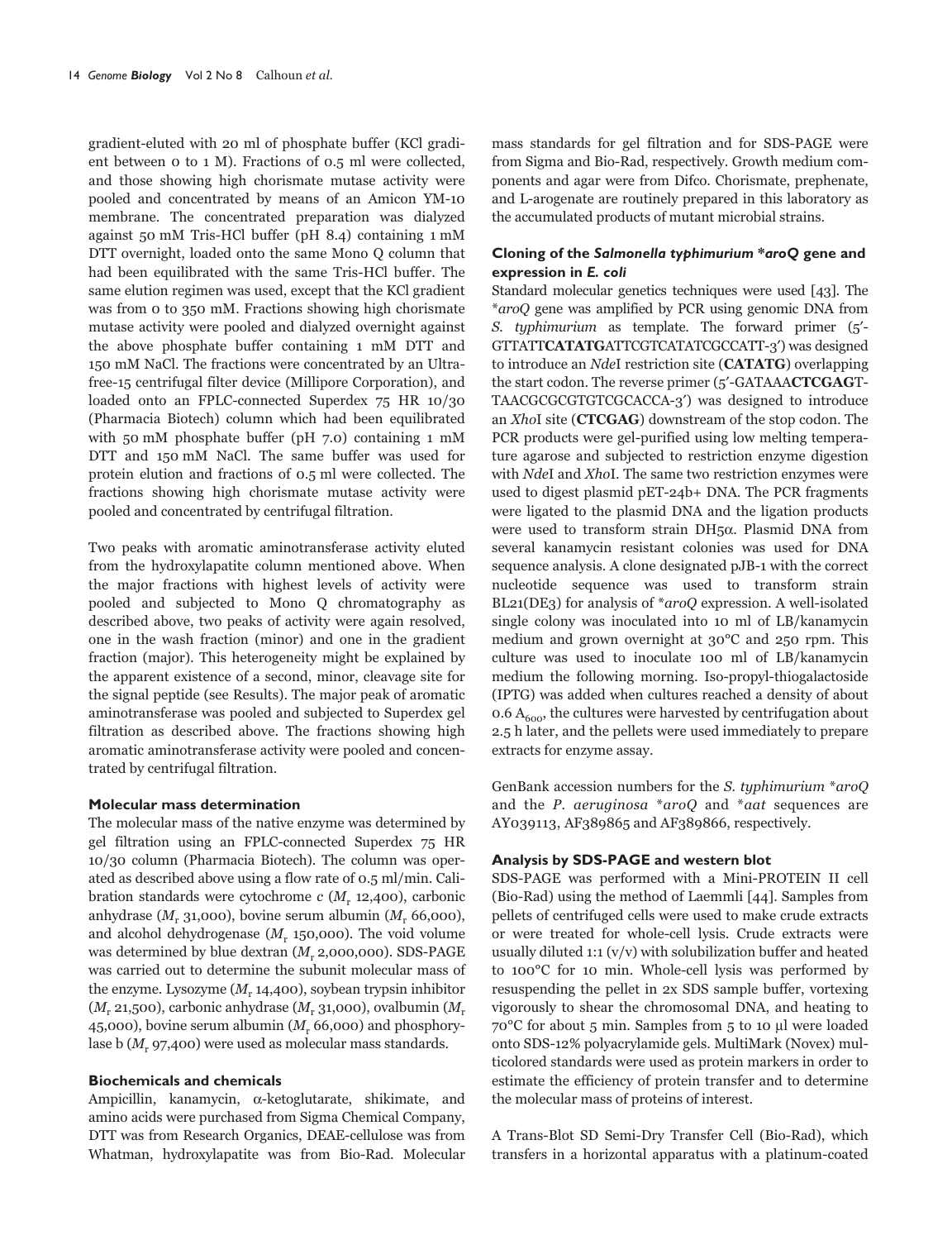gradient-eluted with 20 ml of phosphate buffer (KCl gradient between 0 to 1 M). Fractions of 0.5 ml were collected, and those showing high chorismate mutase activity were pooled and concentrated by means of an Amicon YM-10 membrane. The concentrated preparation was dialyzed against 50 mM Tris-HCl buffer (pH 8.4) containing 1 mM DTT overnight, loaded onto the same Mono Q column that had been equilibrated with the same Tris-HCl buffer. The same elution regimen was used, except that the KCl gradient was from 0 to 350 mM. Fractions showing high chorismate mutase activity were pooled and dialyzed overnight against the above phosphate buffer containing 1 mM DTT and 150 mM NaCl. The fractions were concentrated by an Ultrafree-15 centrifugal filter device (Millipore Corporation), and loaded onto an FPLC-connected Superdex 75 HR 10/30 (Pharmacia Biotech) column which had been equilibrated with 50 mM phosphate buffer (pH 7.0) containing 1 mM DTT and 150 mM NaCl. The same buffer was used for protein elution and fractions of 0.5 ml were collected. The fractions showing high chorismate mutase activity were pooled and concentrated by centrifugal filtration.

Two peaks with aromatic aminotransferase activity eluted from the hydroxylapatite column mentioned above. When the major fractions with highest levels of activity were pooled and subjected to Mono Q chromatography as described above, two peaks of activity were again resolved, one in the wash fraction (minor) and one in the gradient fraction (major). This heterogeneity might be explained by the apparent existence of a second, minor, cleavage site for the signal peptide (see Results). The major peak of aromatic aminotransferase was pooled and subjected to Superdex gel filtration as described above. The fractions showing high aromatic aminotransferase activity were pooled and concentrated by centrifugal filtration.

#### Molecular mass determination

The molecular mass of the native enzyme was determined by gel filtration using an FPLC-connected Superdex 75 HR 10/30 column (Pharmacia Biotech). The column was operated as described above using a flow rate of 0.5 ml/min. Calibration standards were cytochrome *c* ($M_r$ 12,400), carbonic anhydrase ($M_r$ 31,000), bovine serum albumin ($M_r$ 66,000), and alcohol dehydrogenase ($M_r$ 150,000). The void volume was determined by blue dextran ($M_r$ 2,000,000). SDS-PAGE was carried out to determine the subunit molecular mass of the enzyme. Lysozyme ($M_r$ 14,400), soybean trypsin inhibitor ($M_r$ 21,500), carbonic anhydrase ($M_r$ 31,000), ovalbumin ($M_r$ 45,000), bovine serum albumin ($M_r$ 66,000) and phosphorylase b ($M_r$ 97,400) were used as molecular mass standards.

#### Biochemicals and chemicals

Ampicillin, kanamycin, α-ketoglutarate, shikimate, and amino acids were purchased from Sigma Chemical Company, DTT was from Research Organics, DEAE-cellulose was from Whatman, hydroxylapatite was from Bio-Rad. Molecular mass standards for gel filtration and for SDS-PAGE were from Sigma and Bio-Rad, respectively. Growth medium components and agar were from Difco. Chorismate, prephenate, and L-arogenate are routinely prepared in this laboratory as the accumulated products of mutant microbial strains.

#### Cloning of the *Salmonella typhimurium* *aroQ gene and expression in *E. coli*

Standard molecular genetics techniques were used [43]. The **aroQ* gene was amplified by PCR using genomic DNA from *S. typhimurium* as template. The forward primer (5′-GTTATT**CATATG**ATTCGTCATATCGCCATT-3′) was designed to introduce an *Nde*I restriction site (**CATATG**) overlapping the start codon. The reverse primer (5′-GATAAA**CTCGAG**T-TAACGCGCGTGTCGCACCA-3′) was designed to introduce an *Xho*I site (**CTCGAG**) downstream of the stop codon. The PCR products were gel-purified using low melting temperature agarose and subjected to restriction enzyme digestion with *Nde*I and *Xho*I. The same two restriction enzymes were used to digest plasmid pET-24b+ DNA. The PCR fragments were ligated to the plasmid DNA and the ligation products were used to transform strain DH5α. Plasmid DNA from several kanamycin resistant colonies was used for DNA sequence analysis. A clone designated pJB-1 with the correct nucleotide sequence was used to transform strain BL21(DE3) for analysis of **aroQ* expression. A well-isolated single colony was inoculated into 10 ml of LB/kanamycin medium and grown overnight at 30°C and 250 rpm. This culture was used to inoculate 100 ml of LB/kanamycin medium the following morning. Iso-propyl-thiogalactoside (IPTG) was added when cultures reached a density of about 0.6 $A_{600}$, the cultures were harvested by centrifugation about 2.5 h later, and the pellets were used immediately to prepare extracts for enzyme assay.

GenBank accession numbers for the *S. typhimurium* **aroQ* and the *P. aeruginosa* **aroQ* and **aat* sequences are AY039113, AF389865 and AF389866, respectively.

#### Analysis by SDS-PAGE and western blot

SDS-PAGE was performed with a Mini-PROTEIN II cell (Bio-Rad) using the method of Laemmli [44]. Samples from pellets of centrifuged cells were used to make crude extracts or were treated for whole-cell lysis. Crude extracts were usually diluted 1:1 (v/v) with solubilization buffer and heated to 100°C for 10 min. Whole-cell lysis was performed by resuspending the pellet in 2x SDS sample buffer, vortexing vigorously to shear the chromosomal DNA, and heating to 70°C for about 5 min. Samples from 5 to 10 μl were loaded onto SDS-12% polyacrylamide gels. MultiMark (Novex) multicolored standards were used as protein markers in order to estimate the efficiency of protein transfer and to determine the molecular mass of proteins of interest.

A Trans-Blot SD Semi-Dry Transfer Cell (Bio-Rad), which transfers in a horizontal apparatus with a platinum-coated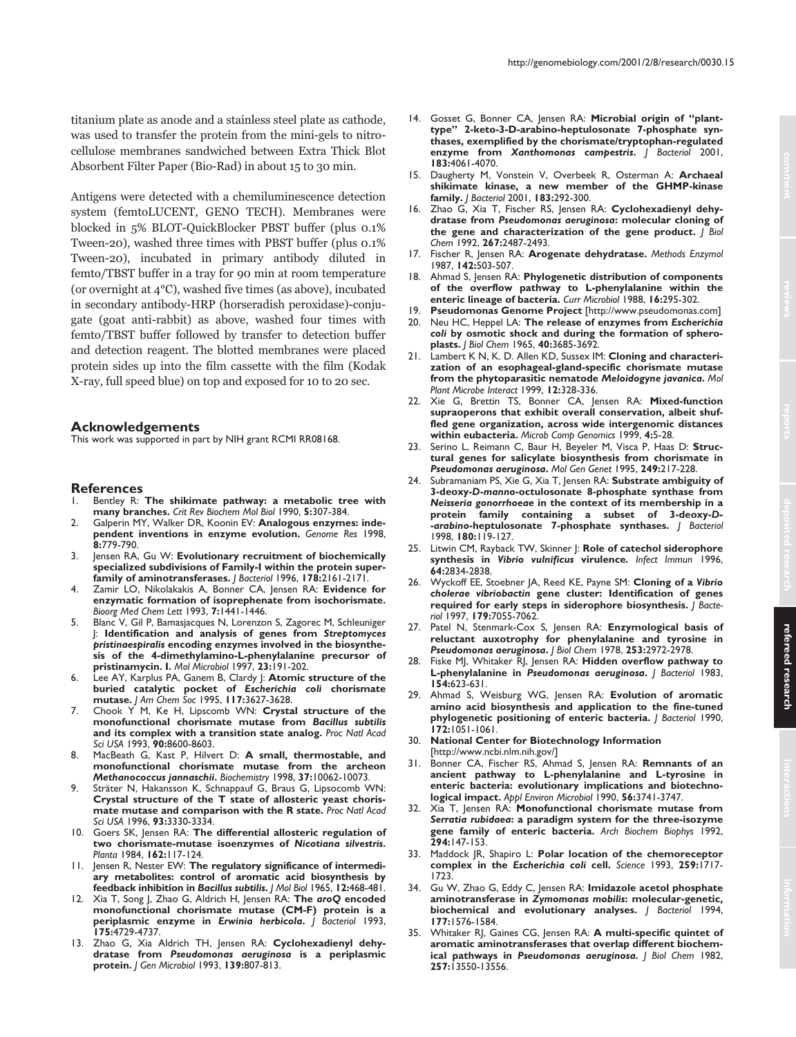titanium plate as anode and a stainless steel plate as cathode, was used to transfer the protein from the mini-gels to nitrocellulose membranes sandwiched between Extra Thick Blot Absorbent Filter Paper (Bio-Rad) in about 15 to 30 min.

Antigens were detected with a chemiluminescence detection system (femtoLUCENT, GENO TECH). Membranes were blocked in 5% BLOT-QuickBlocker PBST buffer (plus 0.1% Tween-20), washed three times with PBST buffer (plus 0.1% Tween-20), incubated in primary antibody diluted in femto/TBST buffer in a tray for 90 min at room temperature (or overnight at 4°C), washed five times (as above), incubated in secondary antibody-HRP (horseradish peroxidase)-conjugate (goat anti-rabbit) as above, washed four times with femto/TBST buffer followed by transfer to detection buffer and detection reagent. The blotted membranes were placed protein sides up into the film cassette with the film (Kodak X-ray, full speed blue) on top and exposed for 10 to 20 sec.

## Acknowledgements

This work was supported in part by NIH grant RCMI RR08168.

## References

1. Bentley R: **The shikimate pathway: a metabolic tree with many branches.** *Crit Rev Biochem Mol Biol* 1990, **5:**307-384.
2. Galperin MY, Walker DR, Koonin EV: **Analogous enzymes: independent inventions in enzyme evolution.** *Genome Res* 1998, **8:**779-790.
3. Jensen RA, Gu W: **Evolutionary recruitment of biochemically specialized subdivisions of Family-I within the protein superfamily of aminotransferases.** *J Bacteriol* 1996, **178:**2161-2171.
4. Zamir LO, Nikolakakis A, Bonner CA, Jensen RA: **Evidence for enzymatic formation of isoprephenate from isochorismate.** *Bioorg Med Chem Lett* 1993, **7:**1441-1446.
5. Blanc V, Gil P, Bamasjacques N, Lorenzon S, Zagorec M, Schleuniger J: **Identification and analysis of genes from *Streptomyces pristinaespiralis* encoding enzymes involved in the biosynthesis of the 4-dimethylamino-L-phenylalanine precursor of pristinamycin. I.** *Mol Microbiol* 1997, **23:**191-202.
6. Lee AY, Karplus PA, Ganem B, Clardy J: **Atomic structure of the buried catalytic pocket of *Escherichia coli* chorismate mutase.** *J Am Chem Soc* 1995, **117:**3627-3628.
7. Chook Y M, Ke H, Lipscomb WN: **Crystal structure of the monofunctional chorismate mutase from *Bacillus subtilis* and its complex with a transition state analog.** *Proc Natl Acad Sci USA* 1993, **90:**8600-8603.
8. MacBeath G, Kast P, Hilvert D: **A small, thermostable, and monofunctional chorismate mutase from the archeon *Methanococcus jannaschii*.** *Biochemistry* 1998, **37:**10062-10073.
9. Sträter N, Hakansson K, Schnappauf G, Braus G, Lipscomb WN: **Crystal structure of the T state of allosteric yeast chorismate mutase and comparison with the R state.** *Proc Natl Acad Sci USA* 1996, **93:**3330-3334.
10. Goers SK, Jensen RA: **The differential allosteric regulation of two chorismate-mutase isoenzymes of *Nicotiana silvestris*.** *Planta* 1984, **162:**117-124.
11. Jensen RA, Nester EW: **The regulatory significance of intermediary metabolites: control of aromatic acid biosynthesis by feedback inhibition in *Bacillus subtilis*.** *J Mol Biol* 1965, **12:**468-481.
12. Xia T, Song J, Zhao G, Aldrich H, Jensen RA: **The *aroQ* encoded monofunctional chorismate mutase (CM-F) protein is a periplasmic enzyme in *Erwinia herbicola*.** *J Bacteriol* 1993, **175:**4729-4737.
13. Zhao G, Xia Aldrich TH, Jensen RA: **Cyclohexadienyl dehydratase from *Pseudomonas aeruginosa* is a periplasmic protein.** *J Gen Microbiol* 1993, **139:**807-813.
14. Gosset G, Bonner CA, Jensen RA: **Microbial origin of "plant-type" 2-keto-3-D-arabino-heptulosonate 7-phosphate synthases, exemplified by the chorismate/tryptophan-regulated enzyme from *Xanthomonas campestris*.** *J Bacteriol* 2001, **183:**4061-4070.
15. Daugherty M, Vonstein V, Overbeek R, Osterman A: **Archaeal shikimate kinase, a new member of the GHMP-kinase family.** *J Bacteriol* 2001, **183:**292-300.
16. Zhao G, Xia T, Fischer RS, Jensen RA: **Cyclohexadienyl dehydratase from *Pseudomonas aeruginosa*: molecular cloning of the gene and characterization of the gene product.** *J Biol Chem* 1992, **267:**2487-2493.
17. Fischer R, Jensen RA: **Arogenate dehydratase.** *Methods Enzymol* 1987, **142:**503-507.
18. Ahmad S, Jensen RA: **Phylogenetic distribution of components of the overflow pathway to L-phenylalanine within the enteric lineage of bacteria.** *Curr Microbiol* 1988, **16:**295-302.
19. **Pseudomonas Genome Project** [http://www.pseudomonas.com]
20. Neu HC, Heppel LA: **The release of enzymes from *Escherichia coli* by osmotic shock and during the formation of spheroplasts.** *J Biol Chem* 1965, **40:**3685-3692.
21. Lambert K N, K. D. Allen KD, Sussex IM: **Cloning and characterization of an esophageal-gland-specific chorismate mutase from the phytoparasitic nematode *Meloidogyne javanica*.** *Mol Plant Microbe Interact* 1999, **12:**328-336.
22. Xie G, Brettin TS, Bonner CA, Jensen RA: **Mixed-function supraoperons that exhibit overall conservation, albeit shuffled gene organization, across wide intergenomic distances within eubacteria.** *Microb Comp Genomics* 1999, **4:**5-28.
23. Serino L, Reimann C, Baur H, Beyeler M, Visca P, Haas D: **Structural genes for salicylate biosynthesis from chorismate in *Pseudomonas aeruginosa*.** *Mol Gen Genet* 1995, **249:**217-228.
24. Subramaniam PS, Xie G, Xia T, Jensen RA: **Substrate ambiguity of 3-deoxy-*D-manno*-octulosonate 8-phosphate synthase from *Neisseria gonorrhoeae* in the context of its membership in a protein family containing a subset of 3-deoxy-*D*--*arabino*-heptulosonate 7-phosphate synthases.** *J Bacteriol* 1998, **180:**119-127.
25. Litwin CM, Rayback TW, Skinner J: **Role of catechol siderophore synthesis in *Vibrio vulnificus* virulence.** *Infect Immun* 1996, **64:**2834-2838.
26. Wyckoff EE, Stoebner JA, Reed KE, Payne SM: **Cloning of a *Vibrio cholerae vibriobactin* gene cluster: Identification of genes required for early steps in siderophore biosynthesis.** *J Bacteriol* 1997, **179:**7055-7062.
27. Patel N, Stenmark-Cox S, Jensen RA: **Enzymological basis of reluctant auxotrophy for phenylalanine and tyrosine in *Pseudomonas aeruginosa*.** *J Biol Chem* 1978, **253:**2972-2978.
28. Fiske MJ, Whitaker RJ, Jensen RA: **Hidden overflow pathway to L-phenylalanine in *Pseudomonas aeruginosa*.** *J Bacteriol* 1983, **154:**623-631.
29. Ahmad S, Weisburg WG, Jensen RA: **Evolution of aromatic amino acid biosynthesis and application to the fine-tuned phylogenetic positioning of enteric bacteria.** *J Bacteriol* 1990, **172:**1051-1061.
30. **National Center for Biotechnology Information** [http://www.ncbi.nlm.nih.gov/]
31. Bonner CA, Fischer RS, Ahmad S, Jensen RA: **Remnants of an ancient pathway to L-phenylalanine and L-tyrosine in enteric bacteria: evolutionary implications and biotechnological impact.** *Appl Environ Microbiol* 1990, **56:**3741-3747.
32. Xia T, Jensen RA: **Monofunctional chorismate mutase from *Serratia rubidaea*: a paradigm system for the three-isozyme gene family of enteric bacteria.** *Arch Biochem Biophys* 1992, **294:**147-153.
33. Maddock JR, Shapiro L: **Polar location of the chemoreceptor complex in the *Escherichia coli* cell.** *Science* 1993, **259:**1717-1723.
34. Gu W, Zhao G, Eddy C, Jensen RA: **Imidazole acetol phosphate aminotransferase in *Zymomonas mobilis*: molecular-genetic, biochemical and evolutionary analyses.** *J Bacteriol* 1994, **177:**1576-1584.
35. Whitaker RJ, Gaines CG, Jensen RA: **A multi-specific quintet of aromatic aminotransferases that overlap different biochemical pathways in *Pseudomonas aeruginosa*.** *J Biol Chem* 1982, **257:**13550-13556.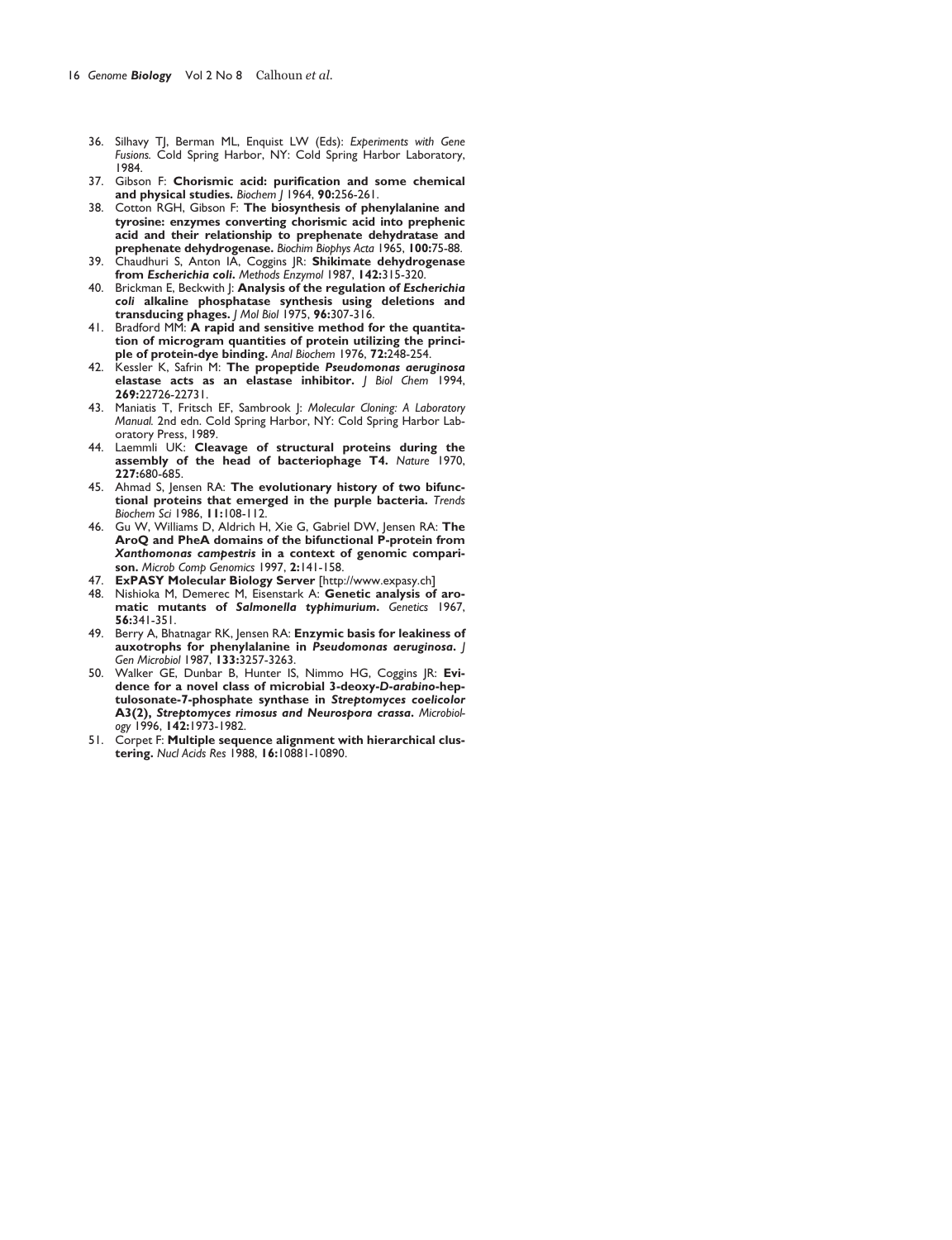36. Silhavy TJ, Berman ML, Enquist LW (Eds): *Experiments with Gene Fusions.* Cold Spring Harbor, NY: Cold Spring Harbor Laboratory, 1984.
37. Gibson F: **Chorismic acid: purification and some chemical and physical studies.** *Biochem J* 1964, **90:**256-261.
38. Cotton RGH, Gibson F: **The biosynthesis of phenylalanine and tyrosine: enzymes converting chorismic acid into prephenic acid and their relationship to prephenate dehydratase and prephenate dehydrogenase.** *Biochim Biophys Acta* 1965, **100:**75-88.
39. Chaudhuri S, Anton IA, Coggins JR: **Shikimate dehydrogenase from *Escherichia coli*.** *Methods Enzymol* 1987, **142:**315-320.
40. Brickman E, Beckwith J: **Analysis of the regulation of *Escherichia coli* alkaline phosphatase synthesis using deletions and transducing phages.** *J Mol Biol* 1975, **96:**307-316.
41. Bradford MM: **A rapid and sensitive method for the quantitation of microgram quantities of protein utilizing the principle of protein-dye binding.** *Anal Biochem* 1976, **72:**248-254.
42. Kessler K, Safrin M: **The propeptide *Pseudomonas aeruginosa* elastase acts as an elastase inhibitor.** *J Biol Chem* 1994, **269:**22726-22731.
43. Maniatis T, Fritsch EF, Sambrook J: *Molecular Cloning: A Laboratory Manual.* 2nd edn. Cold Spring Harbor, NY: Cold Spring Harbor Laboratory Press, 1989.
44. Laemmli UK: **Cleavage of structural proteins during the assembly of the head of bacteriophage T4.** *Nature* 1970, **227:**680-685.
45. Ahmad S, Jensen RA: **The evolutionary history of two bifunctional proteins that emerged in the purple bacteria.** *Trends Biochem Sci* 1986, **11:**108-112.
46. Gu W, Williams D, Aldrich H, Xie G, Gabriel DW, Jensen RA: **The AroQ and PheA domains of the bifunctional P-protein from *Xanthomonas campestris* in a context of genomic comparison.** *Microb Comp Genomics* 1997, **2:**141-158.
47. **ExPASY Molecular Biology Server** [http://www.expasy.ch]
48. Nishioka M, Demerec M, Eisenstark A: **Genetic analysis of aromatic mutants of *Salmonella typhimurium*.** *Genetics* 1967, **56:**341-351.
49. Berry A, Bhatnagar RK, Jensen RA: **Enzymic basis for leakiness of auxotrophs for phenylalanine in *Pseudomonas aeruginosa*.** *J Gen Microbiol* 1987, **133:**3257-3263.
50. Walker GE, Dunbar B, Hunter IS, Nimmo HG, Coggins JR: **Evidence for a novel class of microbial 3-deoxy-*D-arabino*-heptulosonate-7-phosphate synthase in *Streptomyces coelicolor* A3(2), *Streptomyces rimosus and Neurospora crassa*.** *Microbiology* 1996, **142:**1973-1982.
51. Corpet F: **Multiple sequence alignment with hierarchical clustering.** *Nucl Acids Res* 1988, **16:**10881-10890.